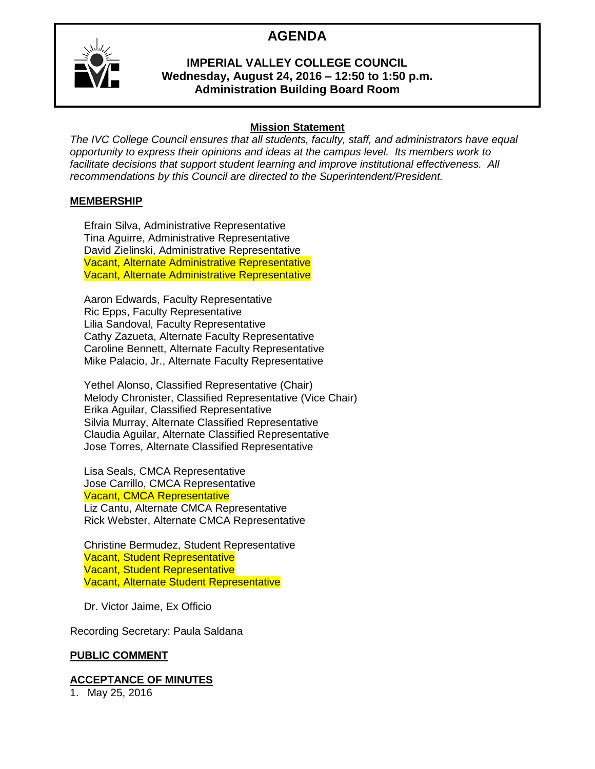# AGENDA

**IMPERIAL VALLEY COLLEGE COUNCIL**
**Wednesday, August 24, 2016 – 12:50 to 1:50 p.m.**
**Administration Building Board Room**

## Mission Statement

*The IVC College Council ensures that all students, faculty, staff, and administrators have equal opportunity to express their opinions and ideas at the campus level. Its members work to facilitate decisions that support student learning and improve institutional effectiveness. All recommendations by this Council are directed to the Superintendent/President.*

## MEMBERSHIP

Efrain Silva, Administrative Representative
Tina Aguirre, Administrative Representative
David Zielinski, Administrative Representative
Vacant, Alternate Administrative Representative
Vacant, Alternate Administrative Representative

Aaron Edwards, Faculty Representative
Ric Epps, Faculty Representative
Lilia Sandoval, Faculty Representative
Cathy Zazueta, Alternate Faculty Representative
Caroline Bennett, Alternate Faculty Representative
Mike Palacio, Jr., Alternate Faculty Representative

Yethel Alonso, Classified Representative (Chair)
Melody Chronister, Classified Representative (Vice Chair)
Erika Aguilar, Classified Representative
Silvia Murray, Alternate Classified Representative
Claudia Aguilar, Alternate Classified Representative
Jose Torres, Alternate Classified Representative

Lisa Seals, CMCA Representative
Jose Carrillo, CMCA Representative
Vacant, CMCA Representative
Liz Cantu, Alternate CMCA Representative
Rick Webster, Alternate CMCA Representative

Christine Bermudez, Student Representative
Vacant, Student Representative
Vacant, Student Representative
Vacant, Alternate Student Representative

Dr. Victor Jaime, Ex Officio

Recording Secretary: Paula Saldana

## PUBLIC COMMENT

## ACCEPTANCE OF MINUTES

1. May 25, 2016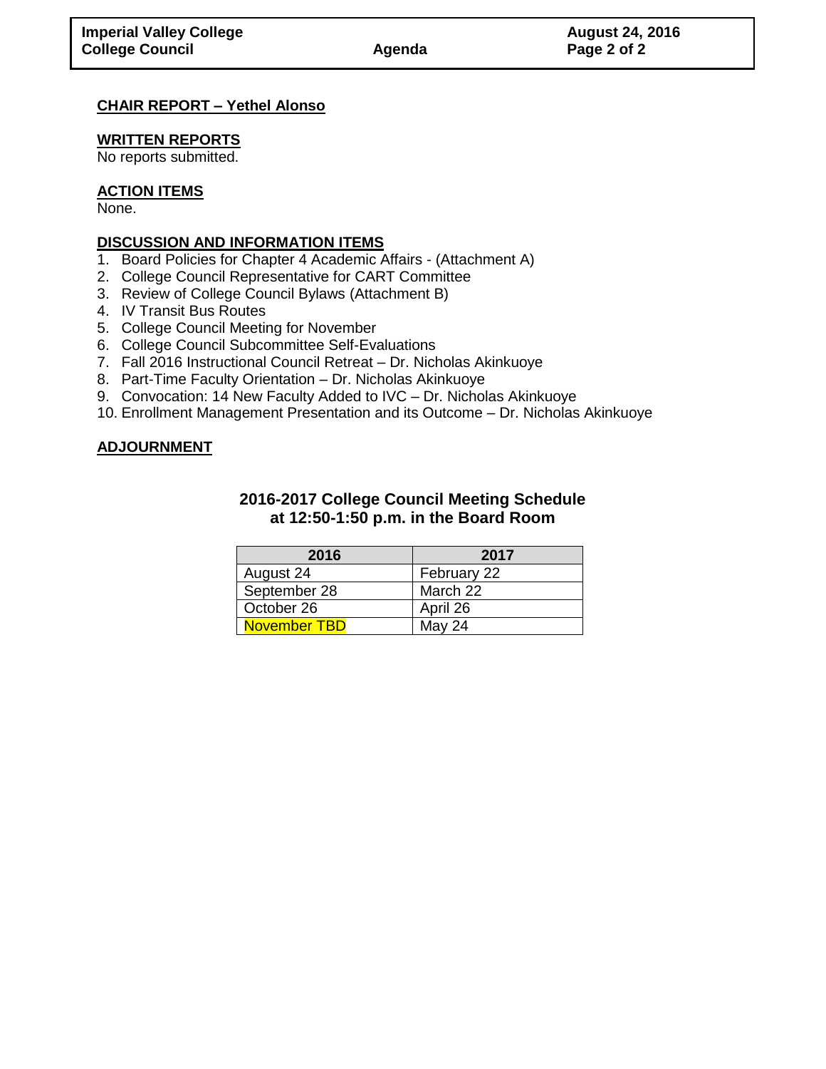**CHAIR REPORT – Yethel Alonso**

**WRITTEN REPORTS**

No reports submitted.

**ACTION ITEMS**

None.

**DISCUSSION AND INFORMATION ITEMS**

1. Board Policies for Chapter 4 Academic Affairs - (Attachment A)
2. College Council Representative for CART Committee
3. Review of College Council Bylaws (Attachment B)
4. IV Transit Bus Routes
5. College Council Meeting for November
6. College Council Subcommittee Self-Evaluations
7. Fall 2016 Instructional Council Retreat – Dr. Nicholas Akinkuoye
8. Part-Time Faculty Orientation – Dr. Nicholas Akinkuoye
9. Convocation: 14 New Faculty Added to IVC – Dr. Nicholas Akinkuoye
10. Enrollment Management Presentation and its Outcome – Dr. Nicholas Akinkuoye

**ADJOURNMENT**

**2016-2017 College Council Meeting Schedule at 12:50-1:50 p.m. in the Board Room**

| 2016 | 2017 |
| --- | --- |
| August 24 | February 22 |
| September 28 | March 22 |
| October 26 | April 26 |
| November TBD | May 24 |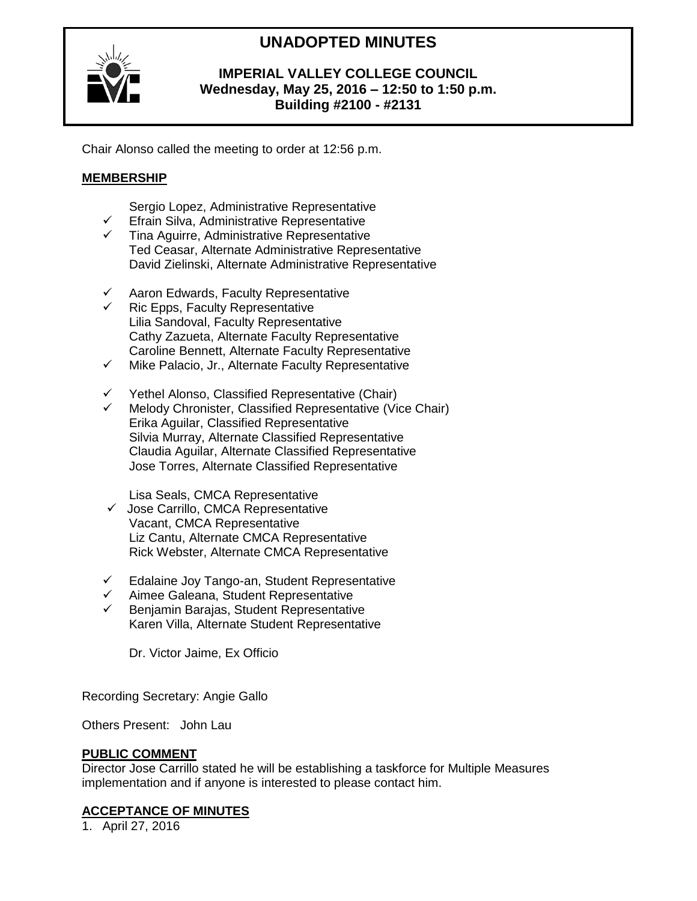# UNADOPTED MINUTES

### IMPERIAL VALLEY COLLEGE COUNCIL
### Wednesday, May 25, 2016 – 12:50 to 1:50 p.m.
### Building #2100 - #2131

Chair Alonso called the meeting to order at 12:56 p.m.

## MEMBERSHIP

- Sergio Lopez, Administrative Representative
- ✓ Efrain Silva, Administrative Representative
- ✓ Tina Aguirre, Administrative Representative
- Ted Ceasar, Alternate Administrative Representative
- David Zielinski, Alternate Administrative Representative

- ✓ Aaron Edwards, Faculty Representative
- ✓ Ric Epps, Faculty Representative
- Lilia Sandoval, Faculty Representative
- Cathy Zazueta, Alternate Faculty Representative
- Caroline Bennett, Alternate Faculty Representative
- ✓ Mike Palacio, Jr., Alternate Faculty Representative

- ✓ Yethel Alonso, Classified Representative (Chair)
- ✓ Melody Chronister, Classified Representative (Vice Chair)
- Erika Aguilar, Classified Representative
- Silvia Murray, Alternate Classified Representative
- Claudia Aguilar, Alternate Classified Representative
- Jose Torres, Alternate Classified Representative

- Lisa Seals, CMCA Representative
- ✓ Jose Carrillo, CMCA Representative
- Vacant, CMCA Representative
- Liz Cantu, Alternate CMCA Representative
- Rick Webster, Alternate CMCA Representative

- ✓ Edalaine Joy Tango-an, Student Representative
- ✓ Aimee Galeana, Student Representative
- ✓ Benjamin Barajas, Student Representative
- Karen Villa, Alternate Student Representative

- Dr. Victor Jaime, Ex Officio

Recording Secretary: Angie Gallo

Others Present: John Lau

## PUBLIC COMMENT

Director Jose Carrillo stated he will be establishing a taskforce for Multiple Measures implementation and if anyone is interested to please contact him.

## ACCEPTANCE OF MINUTES

1. April 27, 2016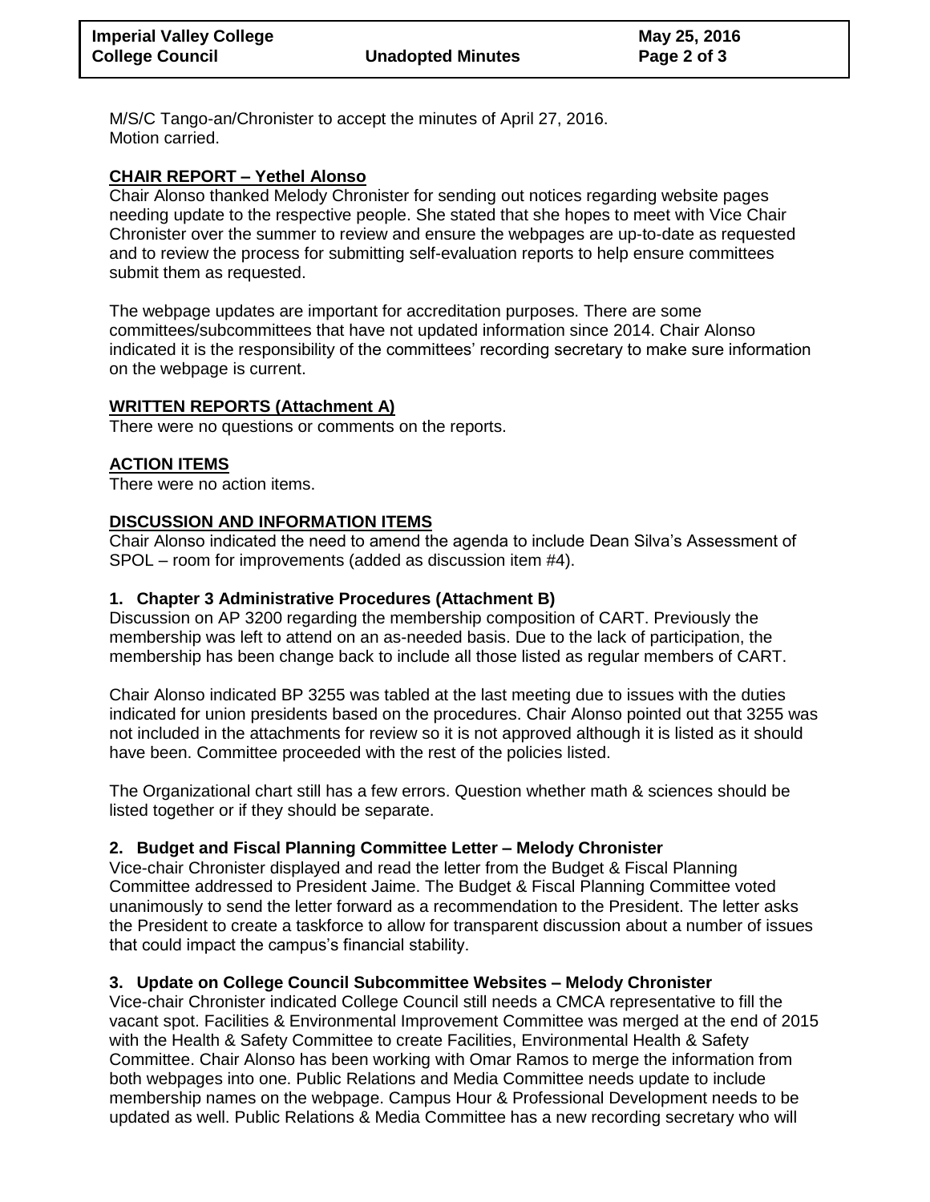M/S/C Tango-an/Chronister to accept the minutes of April 27, 2016.
Motion carried.

## CHAIR REPORT – Yethel Alonso

Chair Alonso thanked Melody Chronister for sending out notices regarding website pages needing update to the respective people. She stated that she hopes to meet with Vice Chair Chronister over the summer to review and ensure the webpages are up-to-date as requested and to review the process for submitting self-evaluation reports to help ensure committees submit them as requested.

The webpage updates are important for accreditation purposes. There are some committees/subcommittees that have not updated information since 2014. Chair Alonso indicated it is the responsibility of the committees' recording secretary to make sure information on the webpage is current.

## WRITTEN REPORTS (Attachment A)

There were no questions or comments on the reports.

## ACTION ITEMS

There were no action items.

## DISCUSSION AND INFORMATION ITEMS

Chair Alonso indicated the need to amend the agenda to include Dean Silva's Assessment of SPOL – room for improvements (added as discussion item #4).

### 1. Chapter 3 Administrative Procedures (Attachment B)

Discussion on AP 3200 regarding the membership composition of CART. Previously the membership was left to attend on an as-needed basis. Due to the lack of participation, the membership has been change back to include all those listed as regular members of CART.

Chair Alonso indicated BP 3255 was tabled at the last meeting due to issues with the duties indicated for union presidents based on the procedures. Chair Alonso pointed out that 3255 was not included in the attachments for review so it is not approved although it is listed as it should have been. Committee proceeded with the rest of the policies listed.

The Organizational chart still has a few errors. Question whether math & sciences should be listed together or if they should be separate.

### 2. Budget and Fiscal Planning Committee Letter – Melody Chronister

Vice-chair Chronister displayed and read the letter from the Budget & Fiscal Planning Committee addressed to President Jaime. The Budget & Fiscal Planning Committee voted unanimously to send the letter forward as a recommendation to the President. The letter asks the President to create a taskforce to allow for transparent discussion about a number of issues that could impact the campus's financial stability.

### 3. Update on College Council Subcommittee Websites – Melody Chronister

Vice-chair Chronister indicated College Council still needs a CMCA representative to fill the vacant spot. Facilities & Environmental Improvement Committee was merged at the end of 2015 with the Health & Safety Committee to create Facilities, Environmental Health & Safety Committee. Chair Alonso has been working with Omar Ramos to merge the information from both webpages into one. Public Relations and Media Committee needs update to include membership names on the webpage. Campus Hour & Professional Development needs to be updated as well. Public Relations & Media Committee has a new recording secretary who will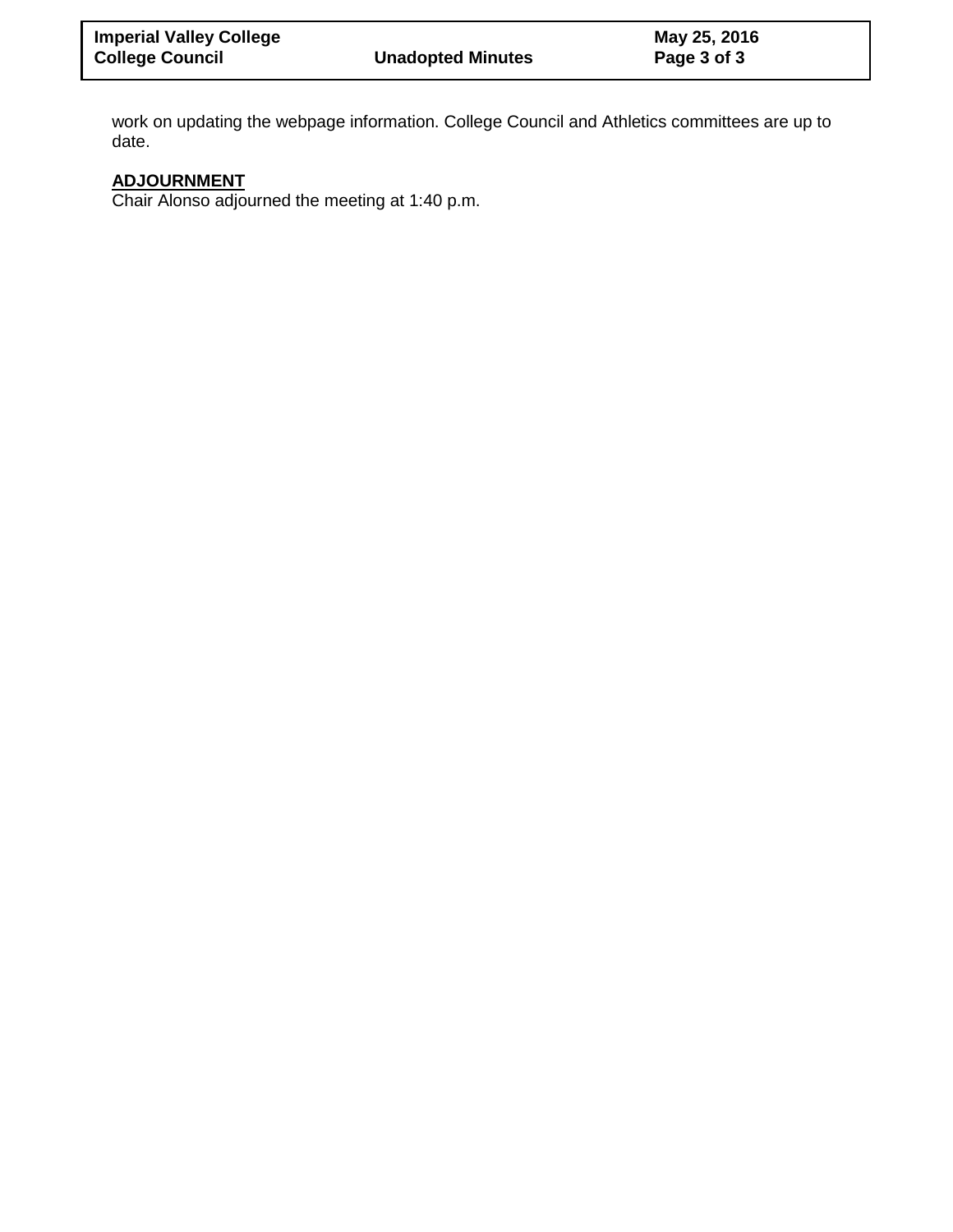work on updating the webpage information. College Council and Athletics committees are up to date.

**ADJOURNMENT**
Chair Alonso adjourned the meeting at 1:40 p.m.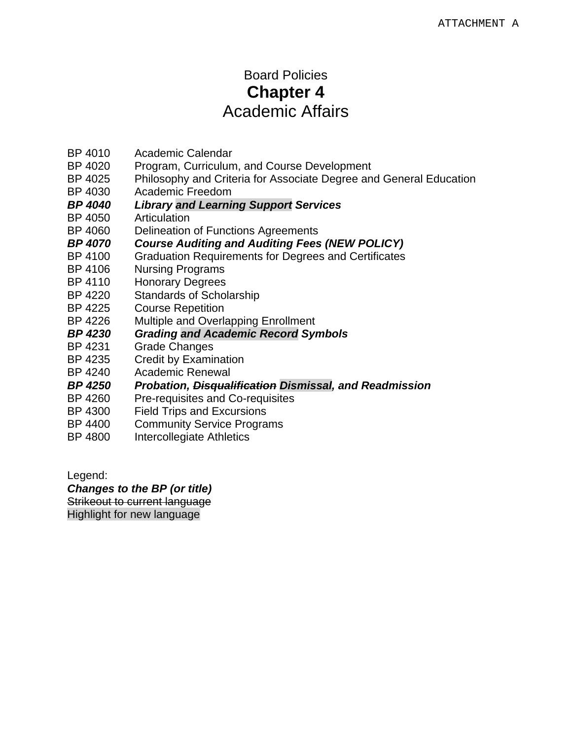ATTACHMENT A

# Board Policies
# **Chapter 4**
# Academic Affairs

BP 4010 Academic Calendar
BP 4020 Program, Curriculum, and Course Development
BP 4025 Philosophy and Criteria for Associate Degree and General Education
BP 4030 Academic Freedom
***BP 4040 Library and Learning Support Services***
BP 4050 Articulation
BP 4060 Delineation of Functions Agreements
***BP 4070 Course Auditing and Auditing Fees (NEW POLICY)***
BP 4100 Graduation Requirements for Degrees and Certificates
BP 4106 Nursing Programs
BP 4110 Honorary Degrees
BP 4220 Standards of Scholarship
BP 4225 Course Repetition
BP 4226 Multiple and Overlapping Enrollment
***BP 4230 Grading and Academic Record Symbols***
BP 4231 Grade Changes
BP 4235 Credit by Examination
BP 4240 Academic Renewal
***BP 4250 Probation, ~~Disqualification~~ Dismissal, and Readmission***
BP 4260 Pre-requisites and Co-requisites
BP 4300 Field Trips and Excursions
BP 4400 Community Service Programs
BP 4800 Intercollegiate Athletics

Legend:
***Changes to the BP (or title)***
~~Strikeout to current language~~
Highlight for new language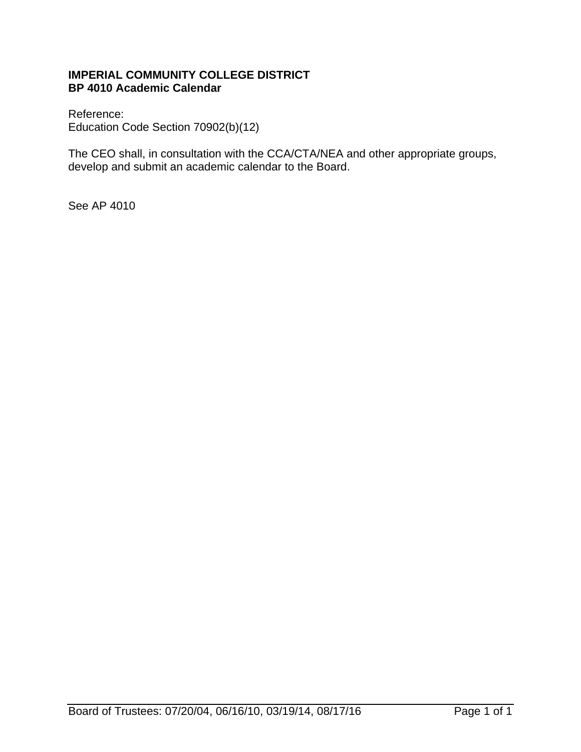**IMPERIAL COMMUNITY COLLEGE DISTRICT**
**BP 4010 Academic Calendar**

Reference:
Education Code Section 70902(b)(12)

The CEO shall, in consultation with the CCA/CTA/NEA and other appropriate groups, develop and submit an academic calendar to the Board.

See AP 4010

Board of Trustees: 07/20/04, 06/16/10, 03/19/14, 08/17/16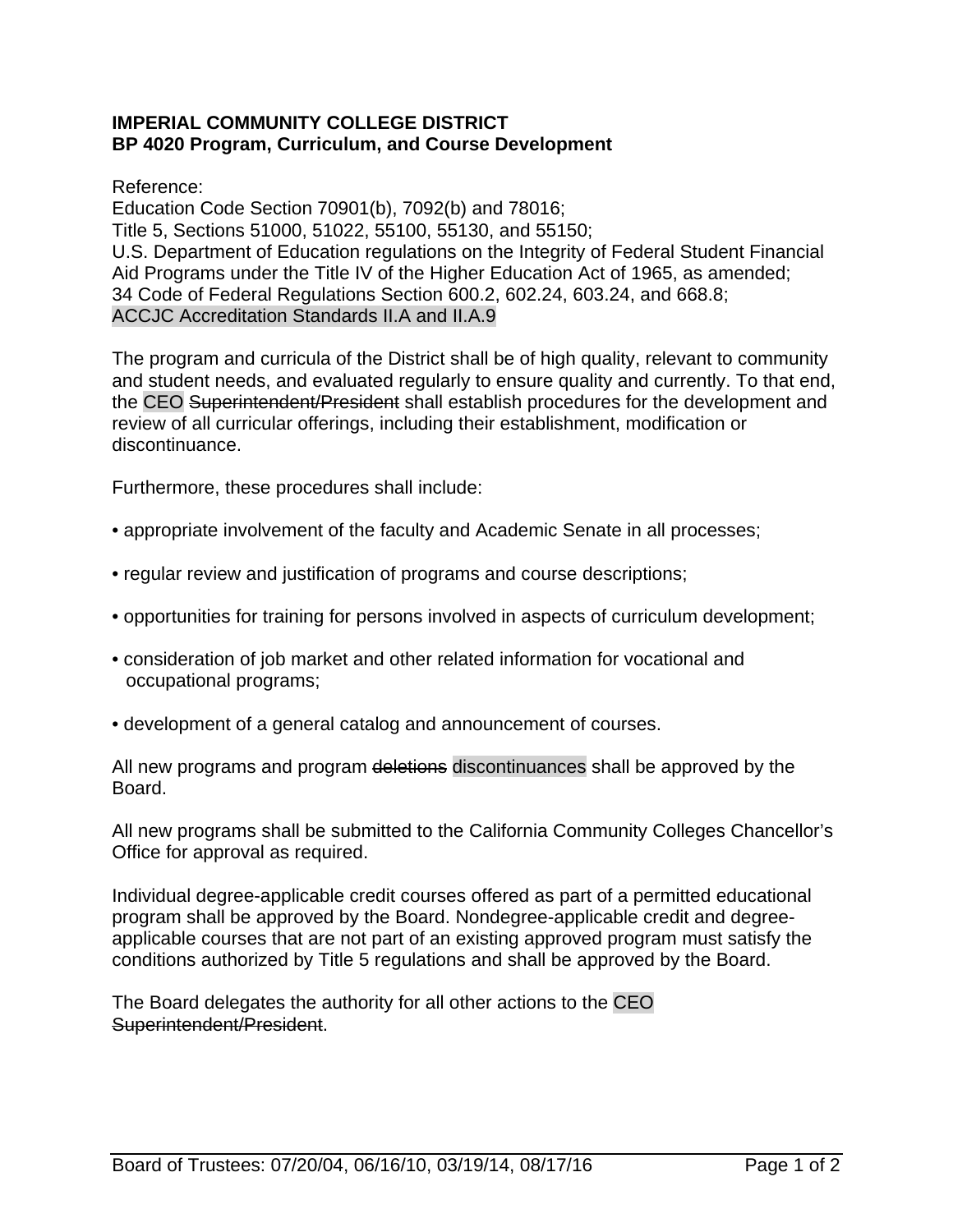**IMPERIAL COMMUNITY COLLEGE DISTRICT**
**BP 4020 Program, Curriculum, and Course Development**

Reference:
Education Code Section 70901(b), 7092(b) and 78016;
Title 5, Sections 51000, 51022, 55100, 55130, and 55150;
U.S. Department of Education regulations on the Integrity of Federal Student Financial Aid Programs under the Title IV of the Higher Education Act of 1965, as amended;
34 Code of Federal Regulations Section 600.2, 602.24, 603.24, and 668.8;
ACCJC Accreditation Standards II.A and II.A.9

The program and curricula of the District shall be of high quality, relevant to community and student needs, and evaluated regularly to ensure quality and currently. To that end, the CEO ~~Superintendent/President~~ shall establish procedures for the development and review of all curricular offerings, including their establishment, modification or discontinuance.

Furthermore, these procedures shall include:

- appropriate involvement of the faculty and Academic Senate in all processes;
- regular review and justification of programs and course descriptions;
- opportunities for training for persons involved in aspects of curriculum development;
- consideration of job market and other related information for vocational and occupational programs;
- development of a general catalog and announcement of courses.

All new programs and program ~~deletions~~ discontinuances shall be approved by the Board.

All new programs shall be submitted to the California Community Colleges Chancellor's Office for approval as required.

Individual degree-applicable credit courses offered as part of a permitted educational program shall be approved by the Board. Nondegree-applicable credit and degree-applicable courses that are not part of an existing approved program must satisfy the conditions authorized by Title 5 regulations and shall be approved by the Board.

The Board delegates the authority for all other actions to the CEO ~~Superintendent/President~~.

Board of Trustees: 07/20/04, 06/16/10, 03/19/14, 08/17/16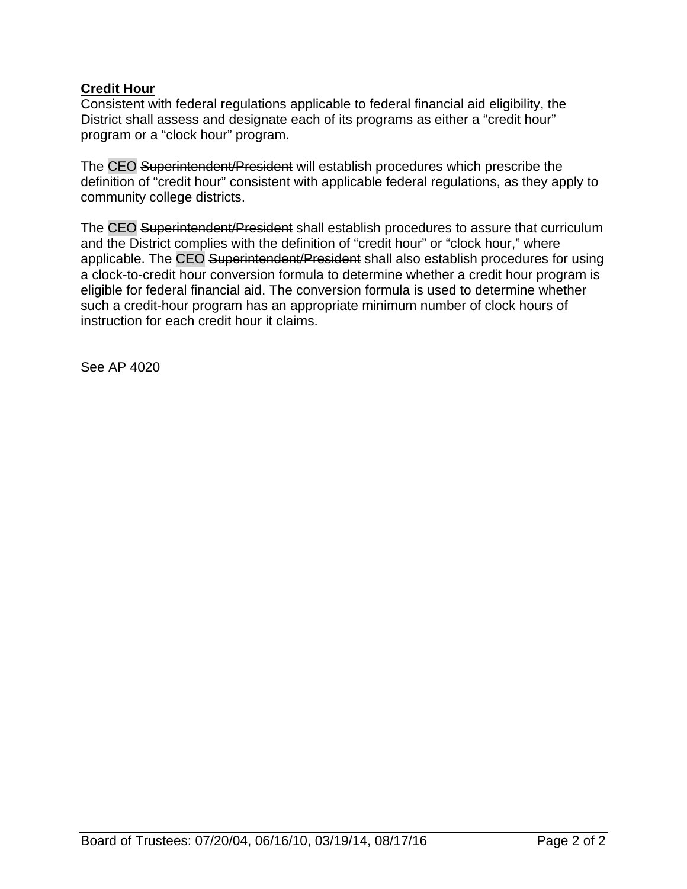**Credit Hour**

Consistent with federal regulations applicable to federal financial aid eligibility, the District shall assess and designate each of its programs as either a "credit hour" program or a "clock hour" program.

The CEO ~~Superintendent/President~~ will establish procedures which prescribe the definition of "credit hour" consistent with applicable federal regulations, as they apply to community college districts.

The CEO ~~Superintendent/President~~ shall establish procedures to assure that curriculum and the District complies with the definition of "credit hour" or "clock hour," where applicable. The CEO ~~Superintendent/President~~ shall also establish procedures for using a clock-to-credit hour conversion formula to determine whether a credit hour program is eligible for federal financial aid. The conversion formula is used to determine whether such a credit-hour program has an appropriate minimum number of clock hours of instruction for each credit hour it claims.

See AP 4020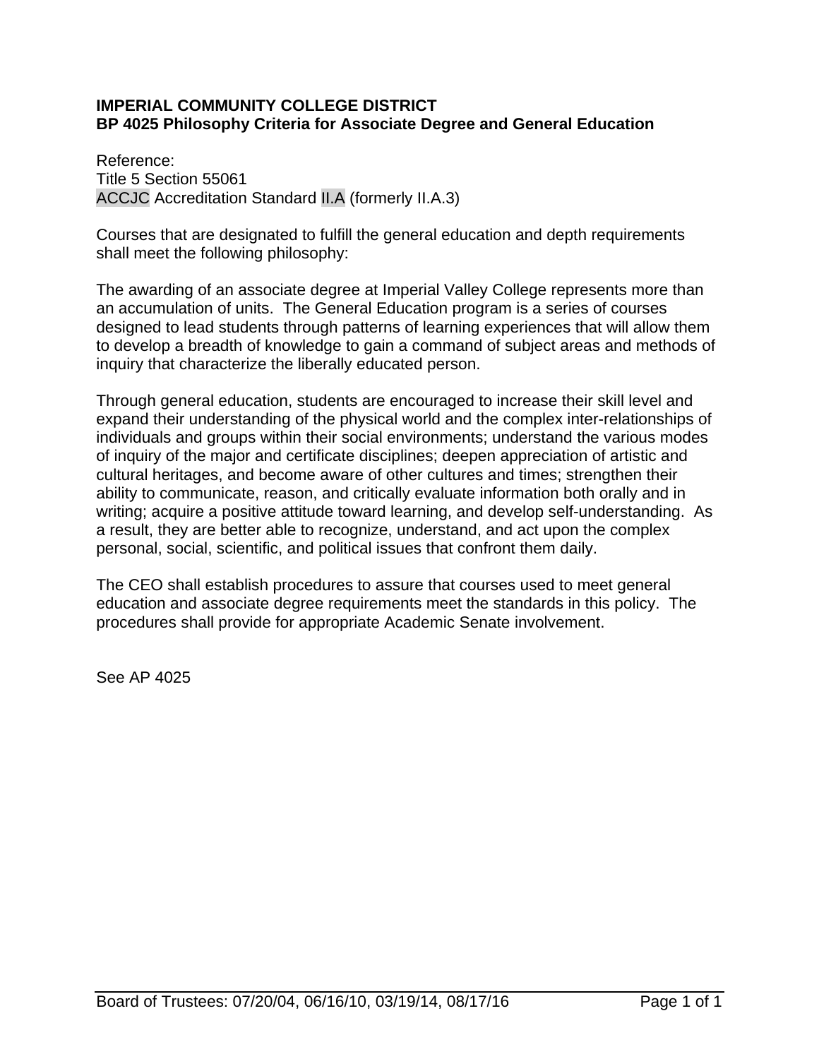**IMPERIAL COMMUNITY COLLEGE DISTRICT**
**BP 4025 Philosophy Criteria for Associate Degree and General Education**

Reference:
Title 5 Section 55061
ACCJC Accreditation Standard II.A (formerly II.A.3)

Courses that are designated to fulfill the general education and depth requirements shall meet the following philosophy:

The awarding of an associate degree at Imperial Valley College represents more than an accumulation of units. The General Education program is a series of courses designed to lead students through patterns of learning experiences that will allow them to develop a breadth of knowledge to gain a command of subject areas and methods of inquiry that characterize the liberally educated person.

Through general education, students are encouraged to increase their skill level and expand their understanding of the physical world and the complex inter-relationships of individuals and groups within their social environments; understand the various modes of inquiry of the major and certificate disciplines; deepen appreciation of artistic and cultural heritages, and become aware of other cultures and times; strengthen their ability to communicate, reason, and critically evaluate information both orally and in writing; acquire a positive attitude toward learning, and develop self-understanding. As a result, they are better able to recognize, understand, and act upon the complex personal, social, scientific, and political issues that confront them daily.

The CEO shall establish procedures to assure that courses used to meet general education and associate degree requirements meet the standards in this policy. The procedures shall provide for appropriate Academic Senate involvement.

See AP 4025

Board of Trustees: 07/20/04, 06/16/10, 03/19/14, 08/17/16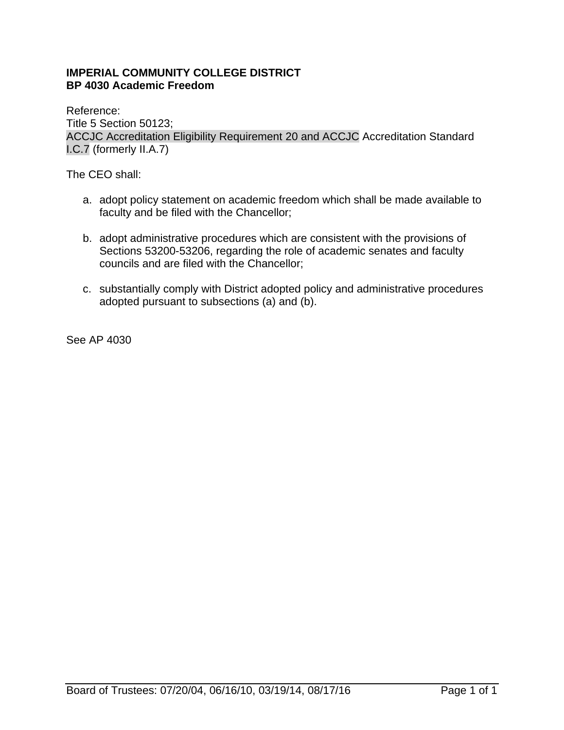**IMPERIAL COMMUNITY COLLEGE DISTRICT**
**BP 4030 Academic Freedom**

Reference:
Title 5 Section 50123;
ACCJC Accreditation Eligibility Requirement 20 and ACCJC Accreditation Standard I.C.7 (formerly II.A.7)

The CEO shall:

a. adopt policy statement on academic freedom which shall be made available to faculty and be filed with the Chancellor;

b. adopt administrative procedures which are consistent with the provisions of Sections 53200-53206, regarding the role of academic senates and faculty councils and are filed with the Chancellor;

c. substantially comply with District adopted policy and administrative procedures adopted pursuant to subsections (a) and (b).

See AP 4030

Board of Trustees: 07/20/04, 06/16/10, 03/19/14, 08/17/16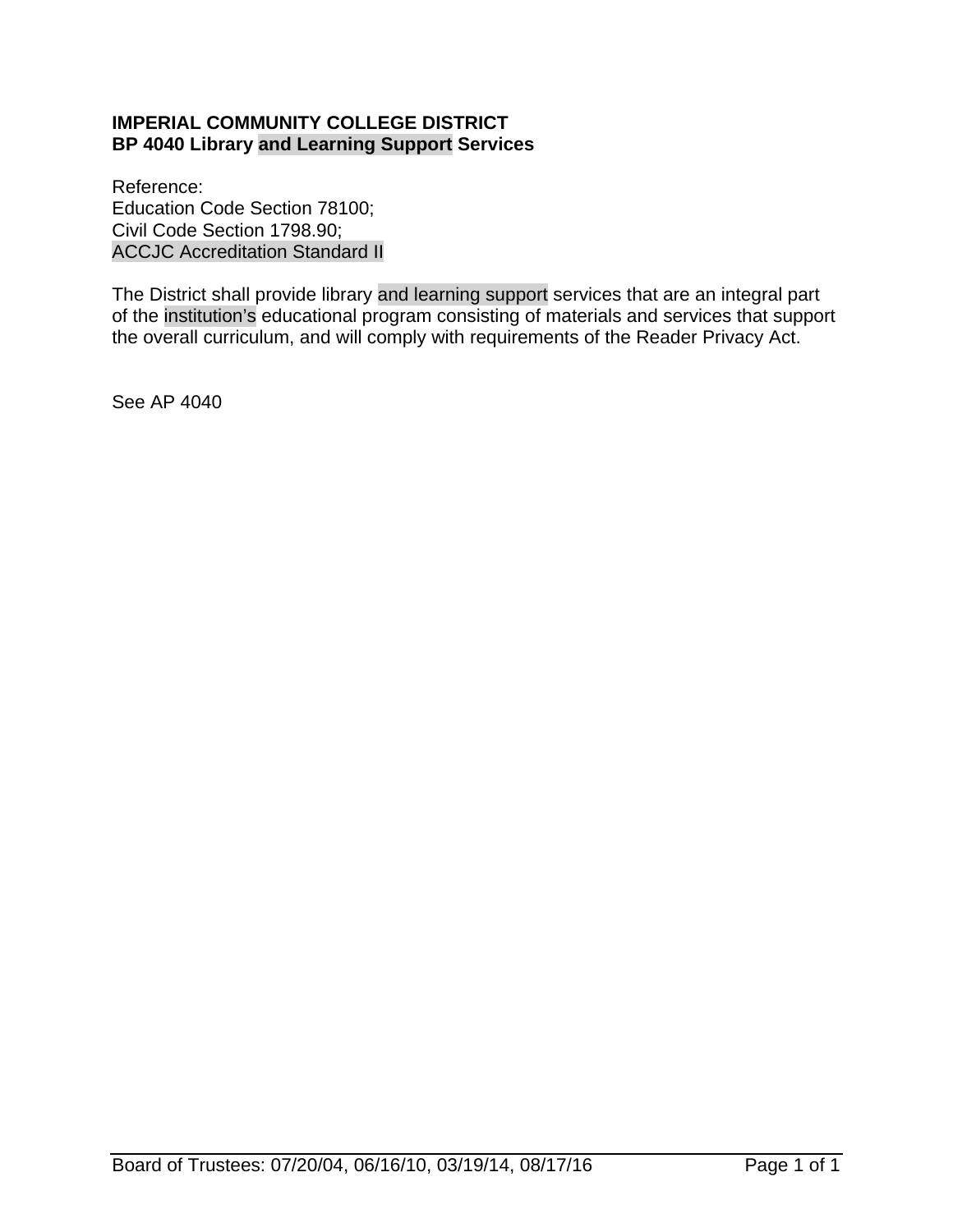**IMPERIAL COMMUNITY COLLEGE DISTRICT**
**BP 4040 Library and Learning Support Services**

Reference:
Education Code Section 78100;
Civil Code Section 1798.90;
ACCJC Accreditation Standard II

The District shall provide library and learning support services that are an integral part of the institution's educational program consisting of materials and services that support the overall curriculum, and will comply with requirements of the Reader Privacy Act.

See AP 4040

Board of Trustees: 07/20/04, 06/16/10, 03/19/14, 08/17/16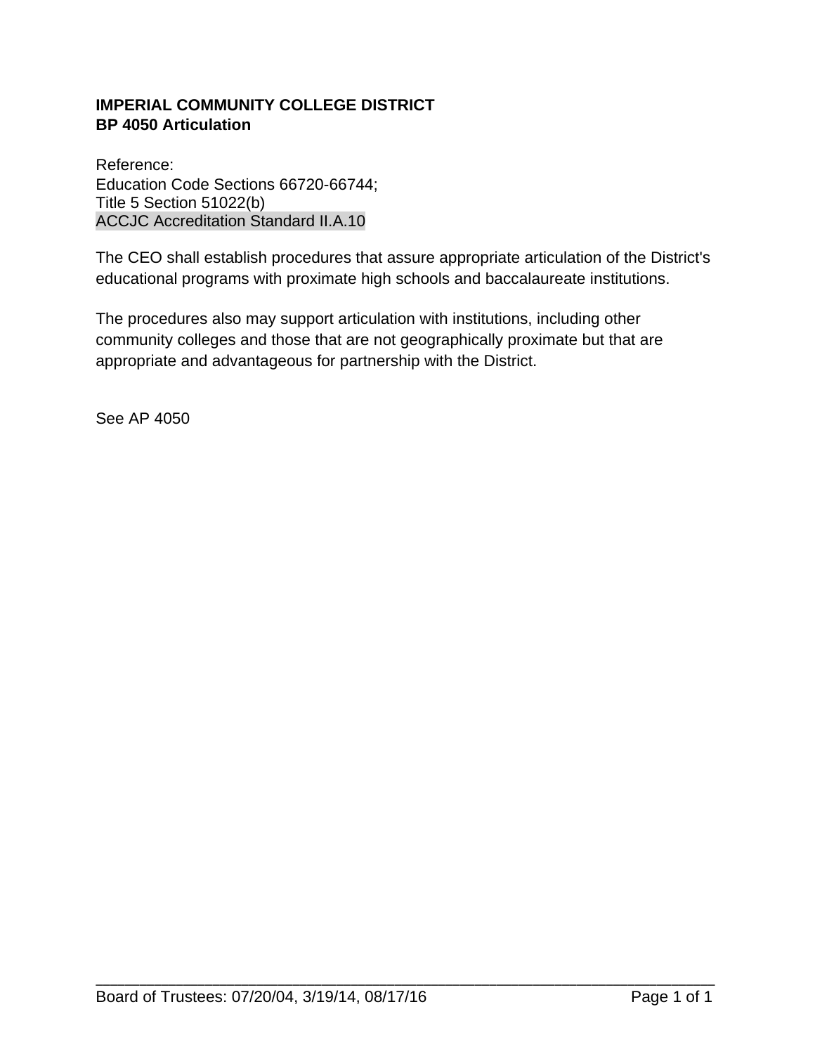**IMPERIAL COMMUNITY COLLEGE DISTRICT**
**BP 4050 Articulation**

Reference:
Education Code Sections 66720-66744;
Title 5 Section 51022(b)
ACCJC Accreditation Standard II.A.10

The CEO shall establish procedures that assure appropriate articulation of the District's educational programs with proximate high schools and baccalaureate institutions.

The procedures also may support articulation with institutions, including other community colleges and those that are not geographically proximate but that are appropriate and advantageous for partnership with the District.

See AP 4050

Board of Trustees: 07/20/04, 3/19/14, 08/17/16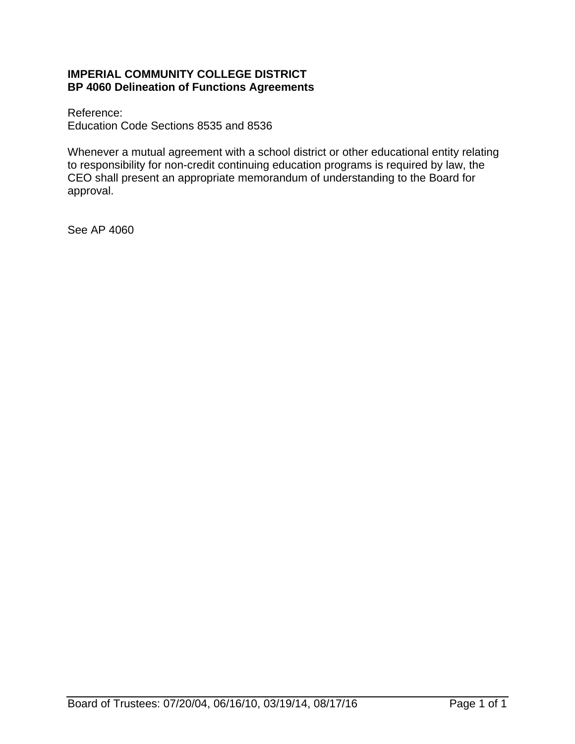**IMPERIAL COMMUNITY COLLEGE DISTRICT**
**BP 4060 Delineation of Functions Agreements**

Reference:
Education Code Sections 8535 and 8536

Whenever a mutual agreement with a school district or other educational entity relating to responsibility for non-credit continuing education programs is required by law, the CEO shall present an appropriate memorandum of understanding to the Board for approval.

See AP 4060

Board of Trustees: 07/20/04, 06/16/10, 03/19/14, 08/17/16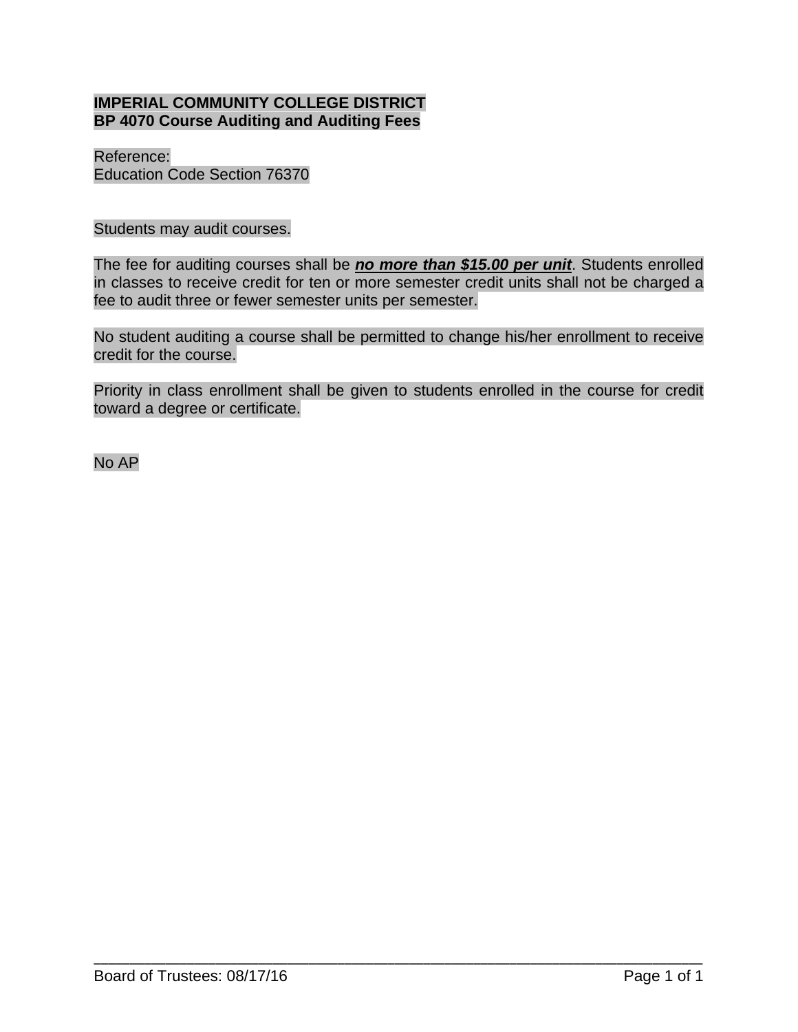**IMPERIAL COMMUNITY COLLEGE DISTRICT**
**BP 4070 Course Auditing and Auditing Fees**

Reference:
Education Code Section 76370

Students may audit courses.

The fee for auditing courses shall be ***no more than $15.00 per unit***. Students enrolled in classes to receive credit for ten or more semester credit units shall not be charged a fee to audit three or fewer semester units per semester.

No student auditing a course shall be permitted to change his/her enrollment to receive credit for the course.

Priority in class enrollment shall be given to students enrolled in the course for credit toward a degree or certificate.

No AP

Board of Trustees: 08/17/16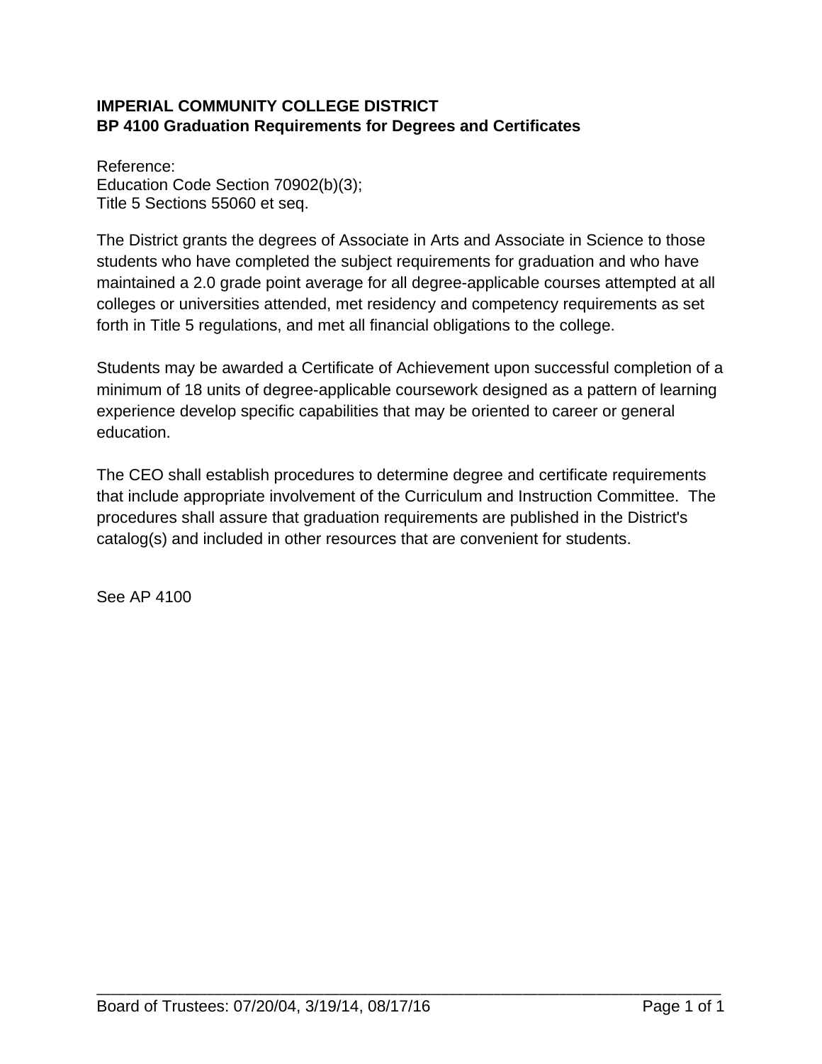**IMPERIAL COMMUNITY COLLEGE DISTRICT**
**BP 4100 Graduation Requirements for Degrees and Certificates**

Reference:
Education Code Section 70902(b)(3);
Title 5 Sections 55060 et seq.

The District grants the degrees of Associate in Arts and Associate in Science to those students who have completed the subject requirements for graduation and who have maintained a 2.0 grade point average for all degree-applicable courses attempted at all colleges or universities attended, met residency and competency requirements as set forth in Title 5 regulations, and met all financial obligations to the college.

Students may be awarded a Certificate of Achievement upon successful completion of a minimum of 18 units of degree-applicable coursework designed as a pattern of learning experience develop specific capabilities that may be oriented to career or general education.

The CEO shall establish procedures to determine degree and certificate requirements that include appropriate involvement of the Curriculum and Instruction Committee. The procedures shall assure that graduation requirements are published in the District's catalog(s) and included in other resources that are convenient for students.

See AP 4100

Board of Trustees: 07/20/04, 3/19/14, 08/17/16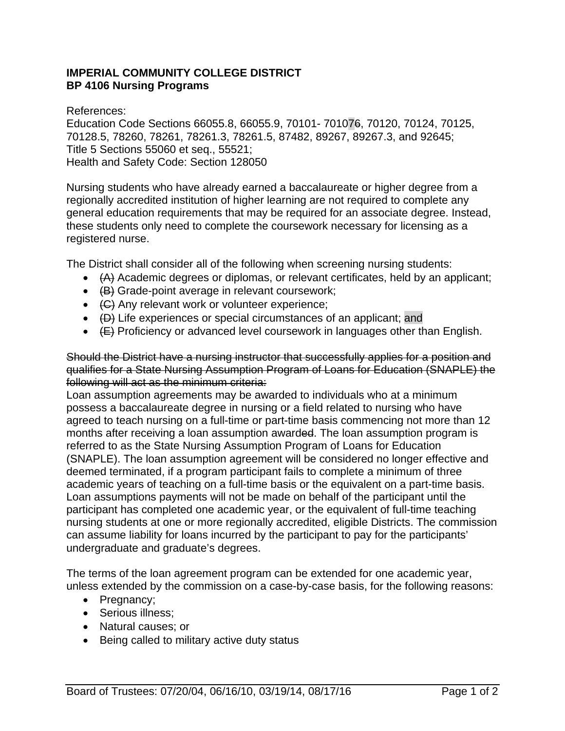**IMPERIAL COMMUNITY COLLEGE DISTRICT**
**BP 4106 Nursing Programs**

References:
Education Code Sections 66055.8, 66055.9, 70101- 70107~~6~~, 70120, 70124, 70125, 70128.5, 78260, 78261, 78261.3, 78261.5, 87482, 89267, 89267.3, and 92645;
Title 5 Sections 55060 et seq., 55521;
Health and Safety Code: Section 128050

Nursing students who have already earned a baccalaureate or higher degree from a regionally accredited institution of higher learning are not required to complete any general education requirements that may be required for an associate degree. Instead, these students only need to complete the coursework necessary for licensing as a registered nurse.

The District shall consider all of the following when screening nursing students:

- ~~(A)~~ Academic degrees or diplomas, or relevant certificates, held by an applicant;
- ~~(B)~~ Grade-point average in relevant coursework;
- ~~(C)~~ Any relevant work or volunteer experience;
- ~~(D)~~ Life experiences or special circumstances of an applicant; and
- ~~(E)~~ Proficiency or advanced level coursework in languages other than English.

~~Should the District have a nursing instructor that successfully applies for a position and qualifies for a State Nursing Assumption Program of Loans for Education (SNAPLE) the following will act as the minimum criteria:~~
Loan assumption agreements may be awarded to individuals who at a minimum possess a baccalaureate degree in nursing or a field related to nursing who have agreed to teach nursing on a full-time or part-time basis commencing not more than 12 months after receiving a loan assumption award~~ed~~. The loan assumption program is referred to as the State Nursing Assumption Program of Loans for Education (SNAPLE). The loan assumption agreement will be considered no longer effective and deemed terminated, if a program participant fails to complete a minimum of three academic years of teaching on a full-time basis or the equivalent on a part-time basis. Loan assumptions payments will not be made on behalf of the participant until the participant has completed one academic year, or the equivalent of full-time teaching nursing students at one or more regionally accredited, eligible Districts. The commission can assume liability for loans incurred by the participant to pay for the participants' undergraduate and graduate's degrees.

The terms of the loan agreement program can be extended for one academic year, unless extended by the commission on a case-by-case basis, for the following reasons:

- Pregnancy;
- Serious illness;
- Natural causes; or
- Being called to military active duty status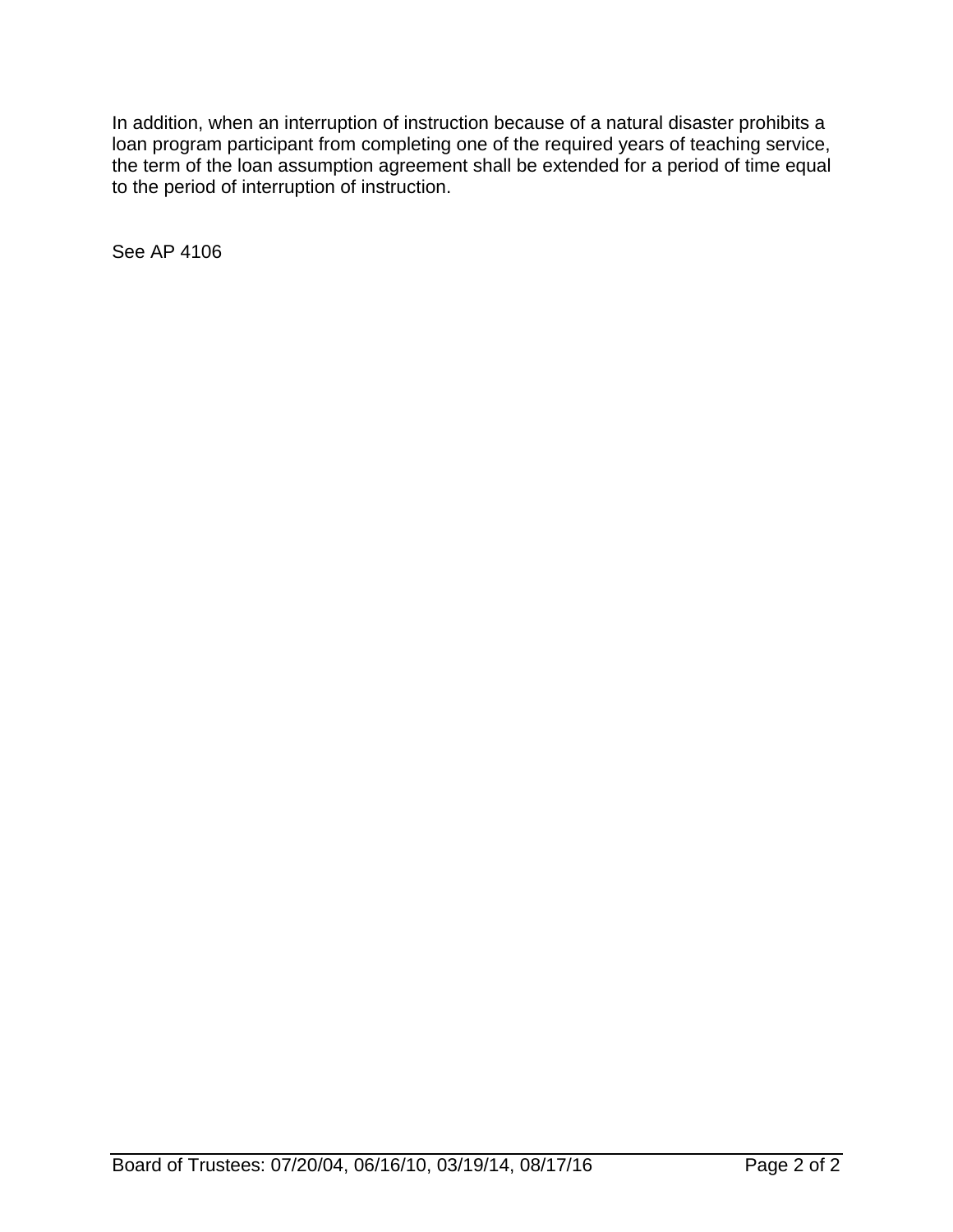In addition, when an interruption of instruction because of a natural disaster prohibits a loan program participant from completing one of the required years of teaching service, the term of the loan assumption agreement shall be extended for a period of time equal to the period of interruption of instruction.

See AP 4106

Board of Trustees: 07/20/04, 06/16/10, 03/19/14, 08/17/16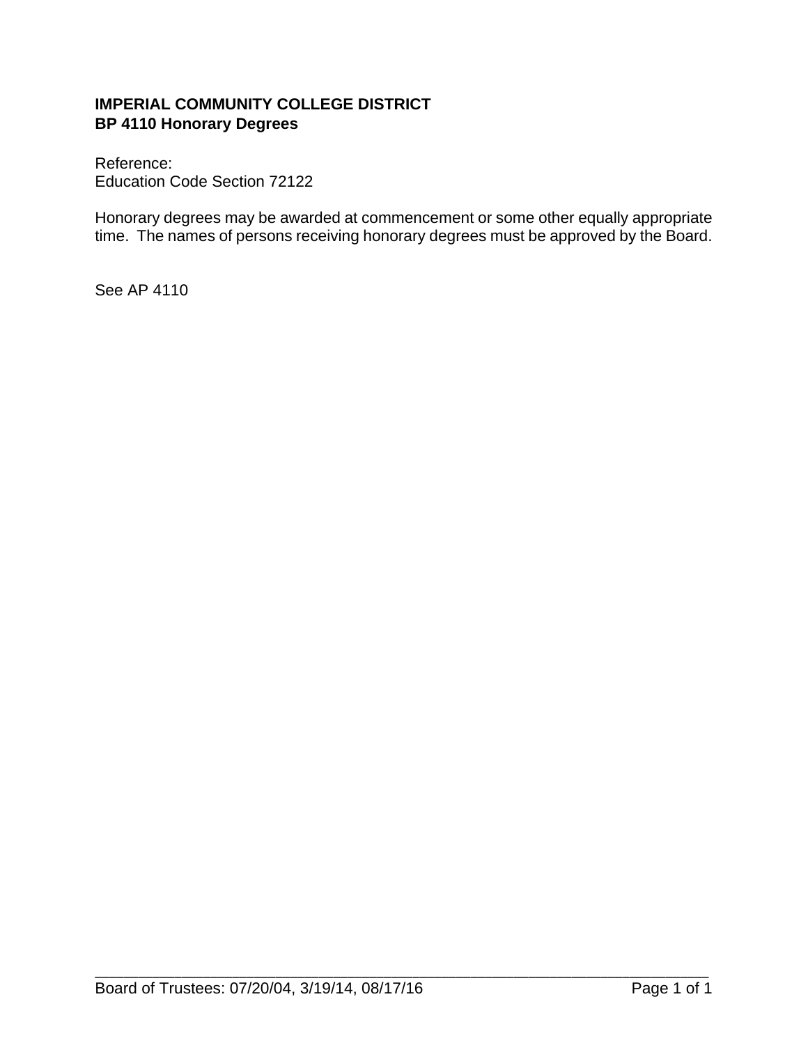**IMPERIAL COMMUNITY COLLEGE DISTRICT**
**BP 4110 Honorary Degrees**

Reference:
Education Code Section 72122

Honorary degrees may be awarded at commencement or some other equally appropriate time. The names of persons receiving honorary degrees must be approved by the Board.

See AP 4110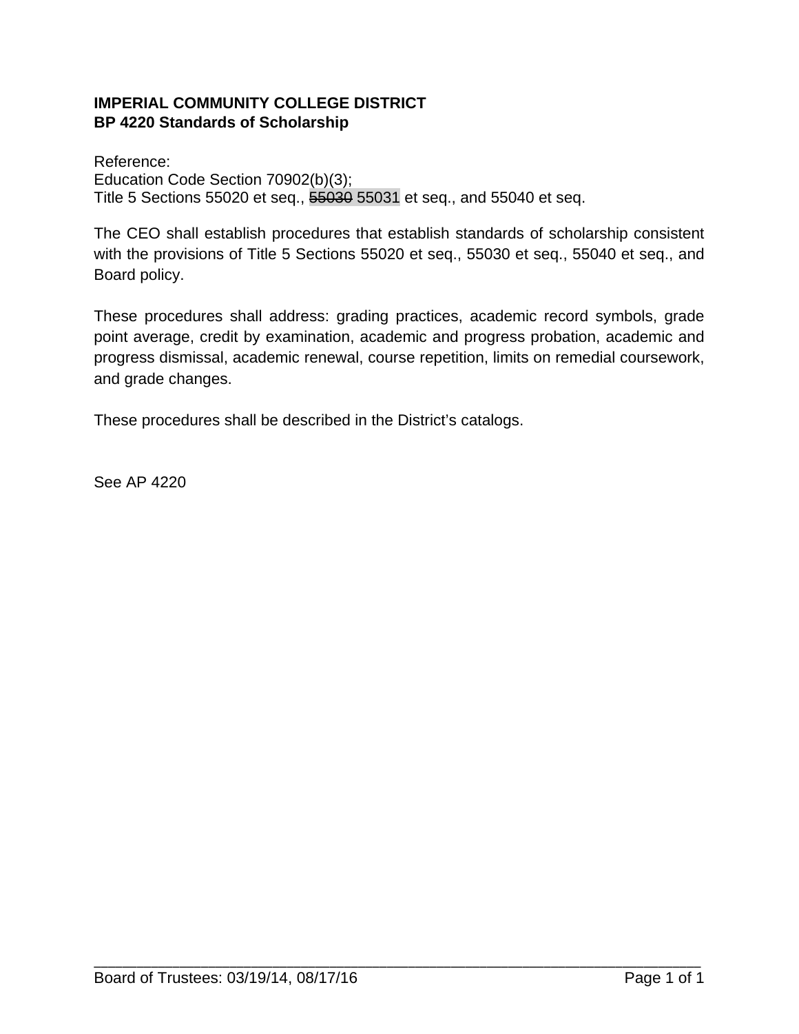**IMPERIAL COMMUNITY COLLEGE DISTRICT**
**BP 4220 Standards of Scholarship**

Reference:
Education Code Section 70902(b)(3);
Title 5 Sections 55020 et seq., ~~55030~~ 55031 et seq., and 55040 et seq.

The CEO shall establish procedures that establish standards of scholarship consistent with the provisions of Title 5 Sections 55020 et seq., 55030 et seq., 55040 et seq., and Board policy.

These procedures shall address: grading practices, academic record symbols, grade point average, credit by examination, academic and progress probation, academic and progress dismissal, academic renewal, course repetition, limits on remedial coursework, and grade changes.

These procedures shall be described in the District's catalogs.

See AP 4220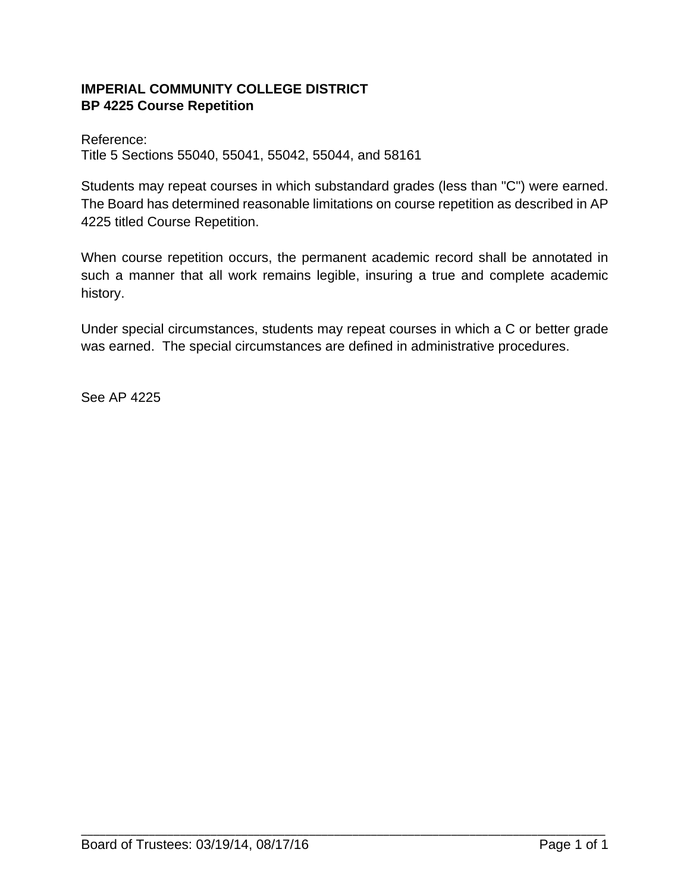**IMPERIAL COMMUNITY COLLEGE DISTRICT**
**BP 4225 Course Repetition**

Reference:
Title 5 Sections 55040, 55041, 55042, 55044, and 58161

Students may repeat courses in which substandard grades (less than "C") were earned. The Board has determined reasonable limitations on course repetition as described in AP 4225 titled Course Repetition.

When course repetition occurs, the permanent academic record shall be annotated in such a manner that all work remains legible, insuring a true and complete academic history.

Under special circumstances, students may repeat courses in which a C or better grade was earned. The special circumstances are defined in administrative procedures.

See AP 4225

Board of Trustees: 03/19/14, 08/17/16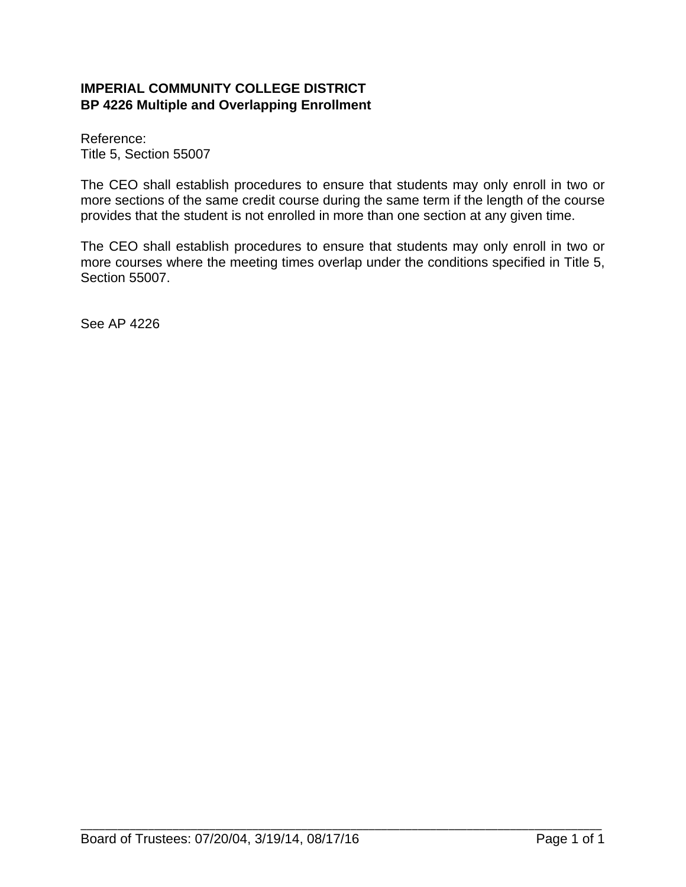**IMPERIAL COMMUNITY COLLEGE DISTRICT**
**BP 4226 Multiple and Overlapping Enrollment**

Reference:
Title 5, Section 55007

The CEO shall establish procedures to ensure that students may only enroll in two or more sections of the same credit course during the same term if the length of the course provides that the student is not enrolled in more than one section at any given time.

The CEO shall establish procedures to ensure that students may only enroll in two or more courses where the meeting times overlap under the conditions specified in Title 5, Section 55007.

See AP 4226

Board of Trustees: 07/20/04, 3/19/14, 08/17/16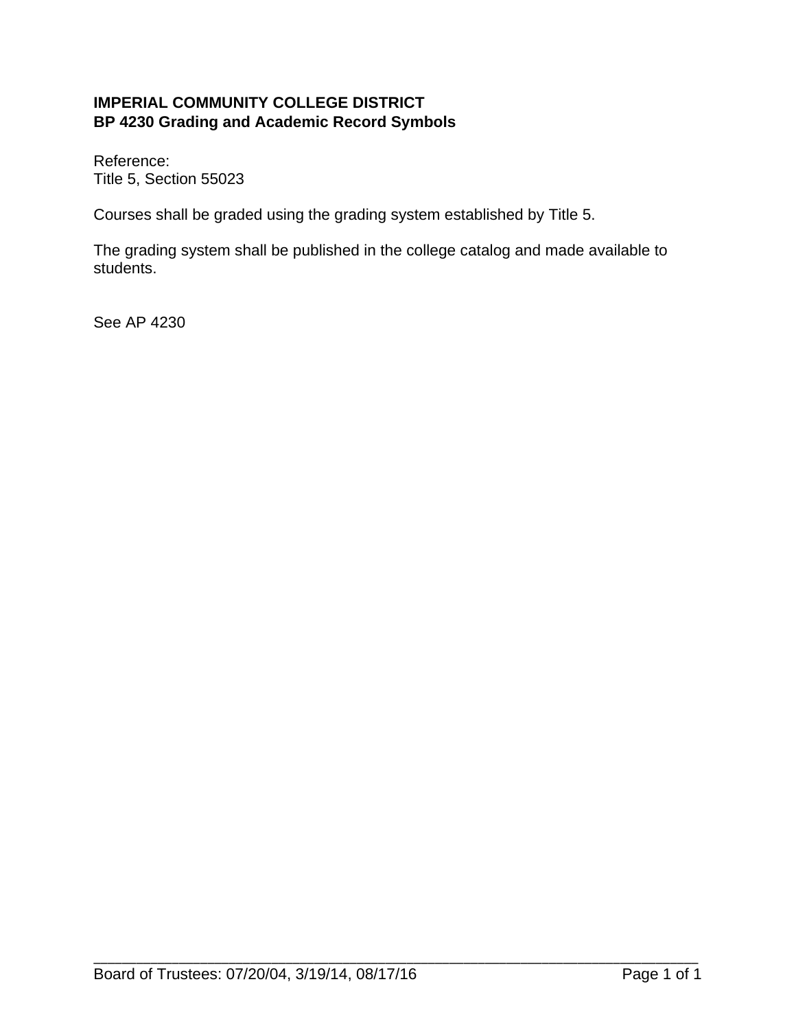**IMPERIAL COMMUNITY COLLEGE DISTRICT**
**BP 4230 Grading and Academic Record Symbols**

Reference:
Title 5, Section 55023

Courses shall be graded using the grading system established by Title 5.

The grading system shall be published in the college catalog and made available to students.

See AP 4230

Board of Trustees: 07/20/04, 3/19/14, 08/17/16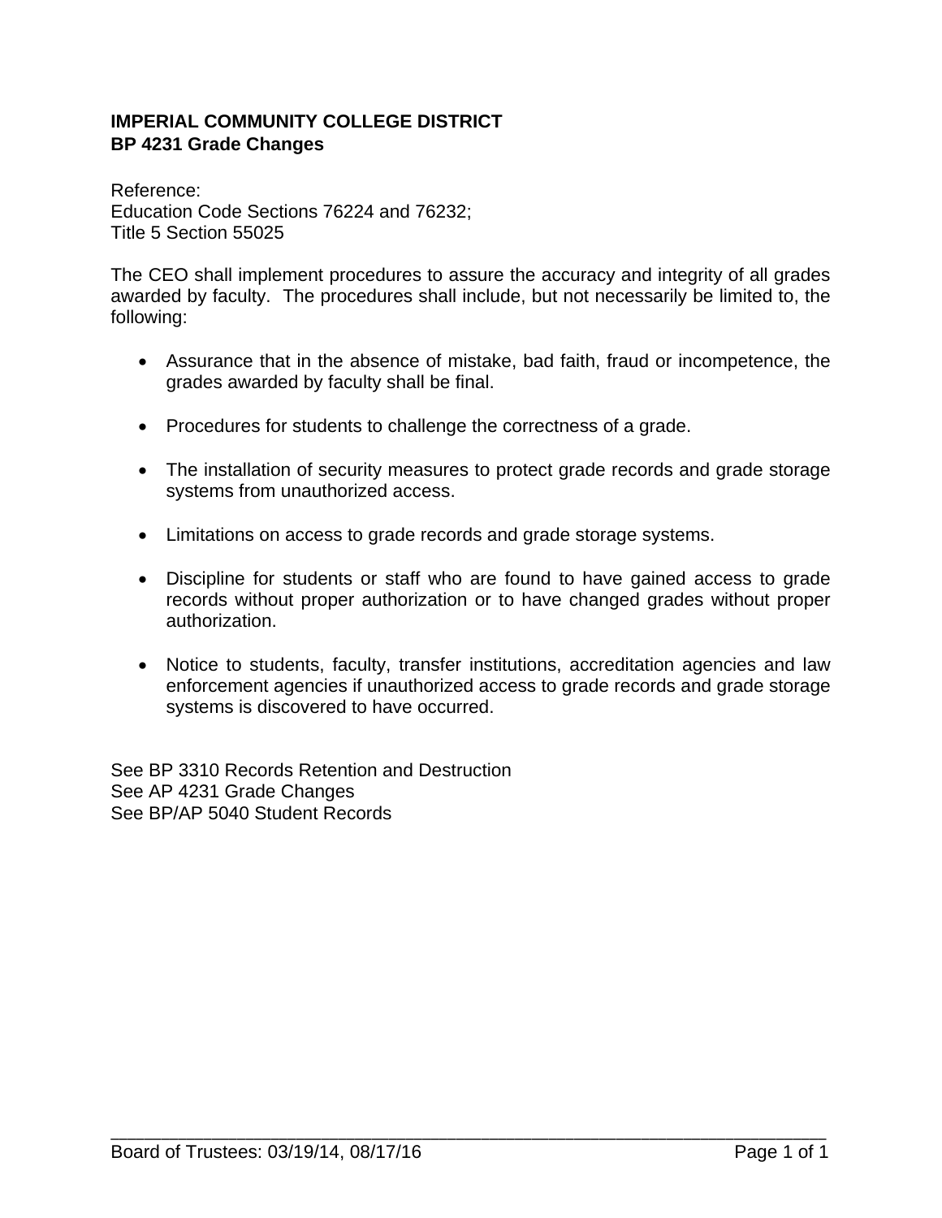**IMPERIAL COMMUNITY COLLEGE DISTRICT**
**BP 4231 Grade Changes**

Reference:
Education Code Sections 76224 and 76232;
Title 5 Section 55025

The CEO shall implement procedures to assure the accuracy and integrity of all grades awarded by faculty. The procedures shall include, but not necessarily be limited to, the following:

- Assurance that in the absence of mistake, bad faith, fraud or incompetence, the grades awarded by faculty shall be final.

- Procedures for students to challenge the correctness of a grade.

- The installation of security measures to protect grade records and grade storage systems from unauthorized access.

- Limitations on access to grade records and grade storage systems.

- Discipline for students or staff who are found to have gained access to grade records without proper authorization or to have changed grades without proper authorization.

- Notice to students, faculty, transfer institutions, accreditation agencies and law enforcement agencies if unauthorized access to grade records and grade storage systems is discovered to have occurred.

See BP 3310 Records Retention and Destruction
See AP 4231 Grade Changes
See BP/AP 5040 Student Records

Board of Trustees: 03/19/14, 08/17/16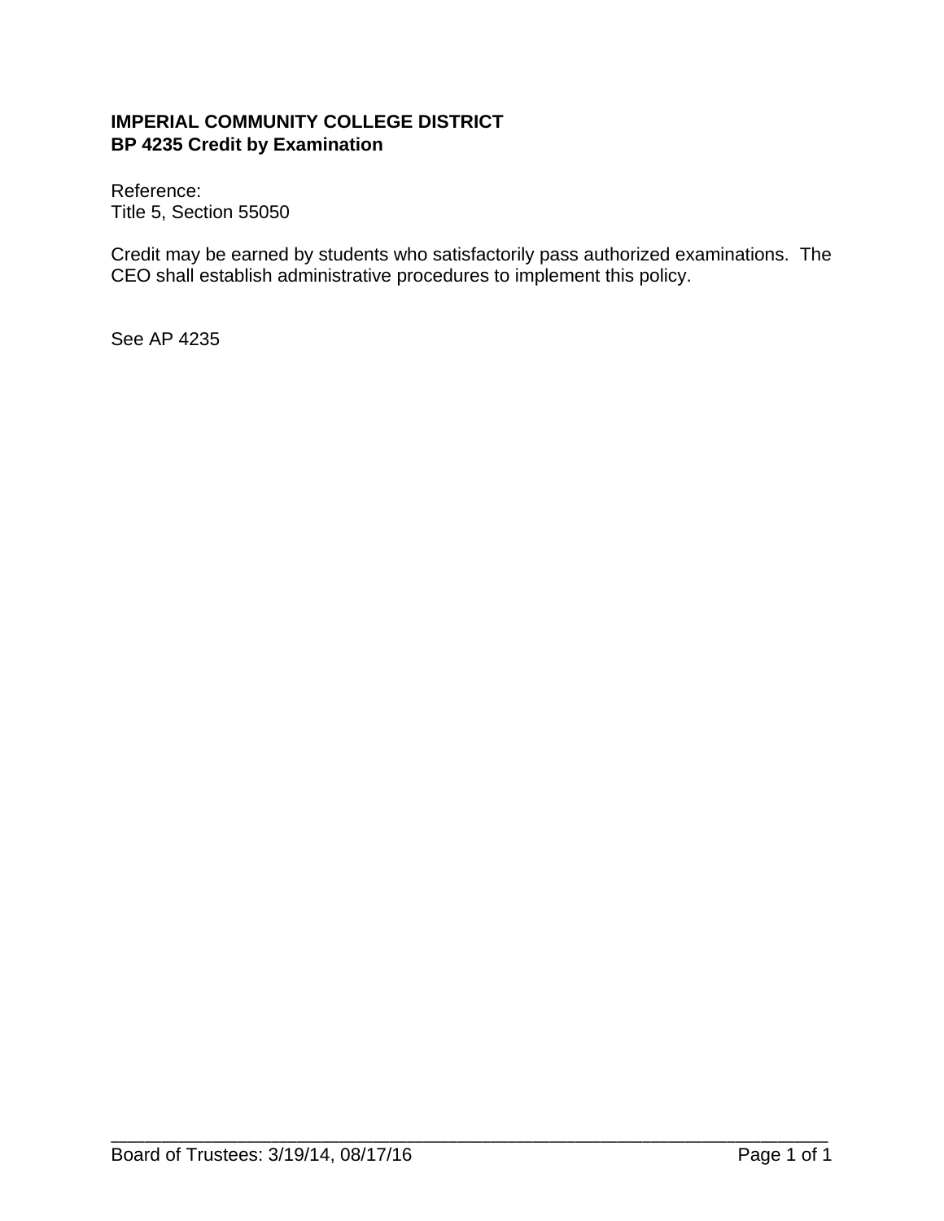**IMPERIAL COMMUNITY COLLEGE DISTRICT**
**BP 4235 Credit by Examination**

Reference:
Title 5, Section 55050

Credit may be earned by students who satisfactorily pass authorized examinations. The CEO shall establish administrative procedures to implement this policy.

See AP 4235

Board of Trustees: 3/19/14, 08/17/16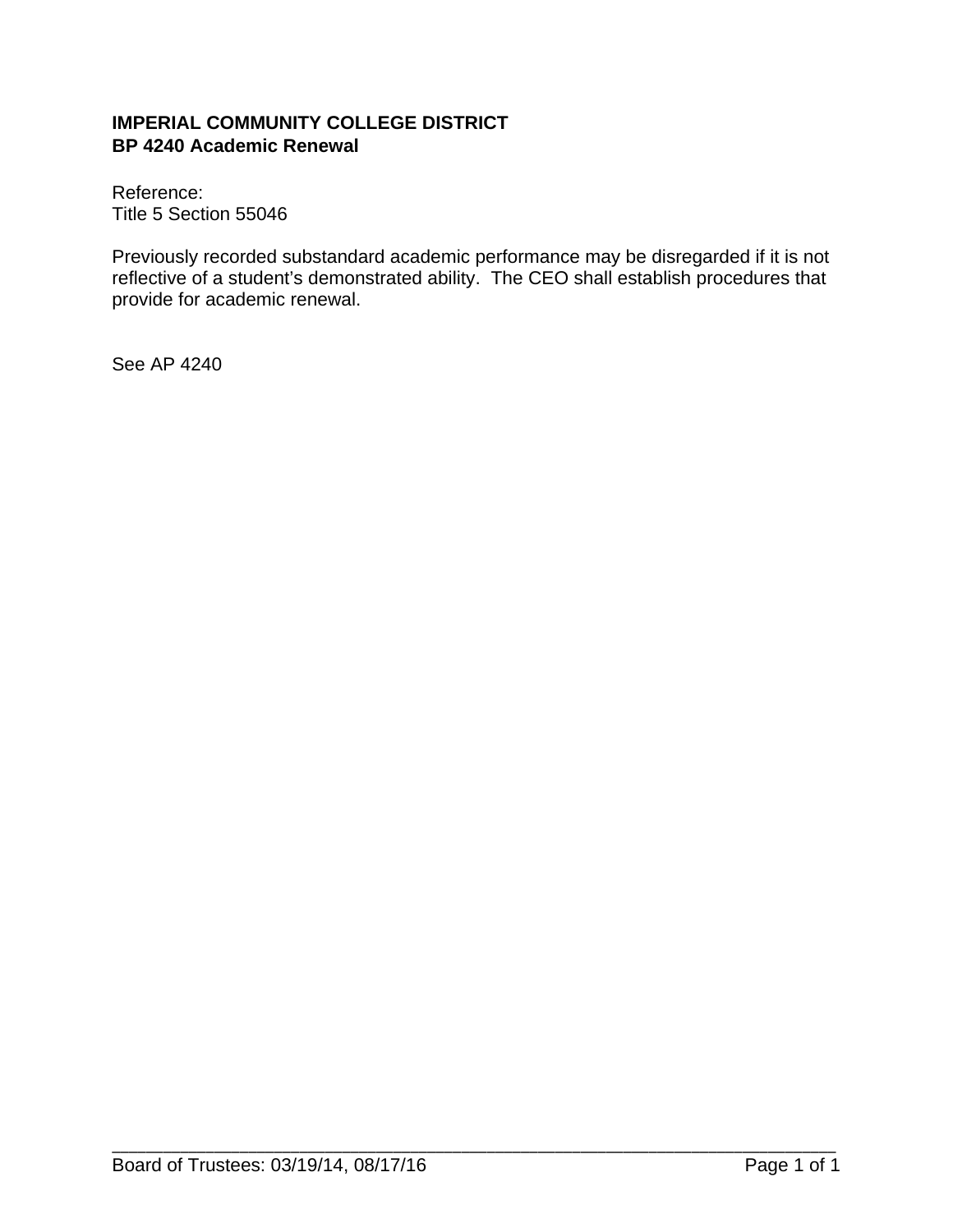**IMPERIAL COMMUNITY COLLEGE DISTRICT**
**BP 4240 Academic Renewal**

Reference:
Title 5 Section 55046

Previously recorded substandard academic performance may be disregarded if it is not reflective of a student's demonstrated ability. The CEO shall establish procedures that provide for academic renewal.

See AP 4240

Board of Trustees: 03/19/14, 08/17/16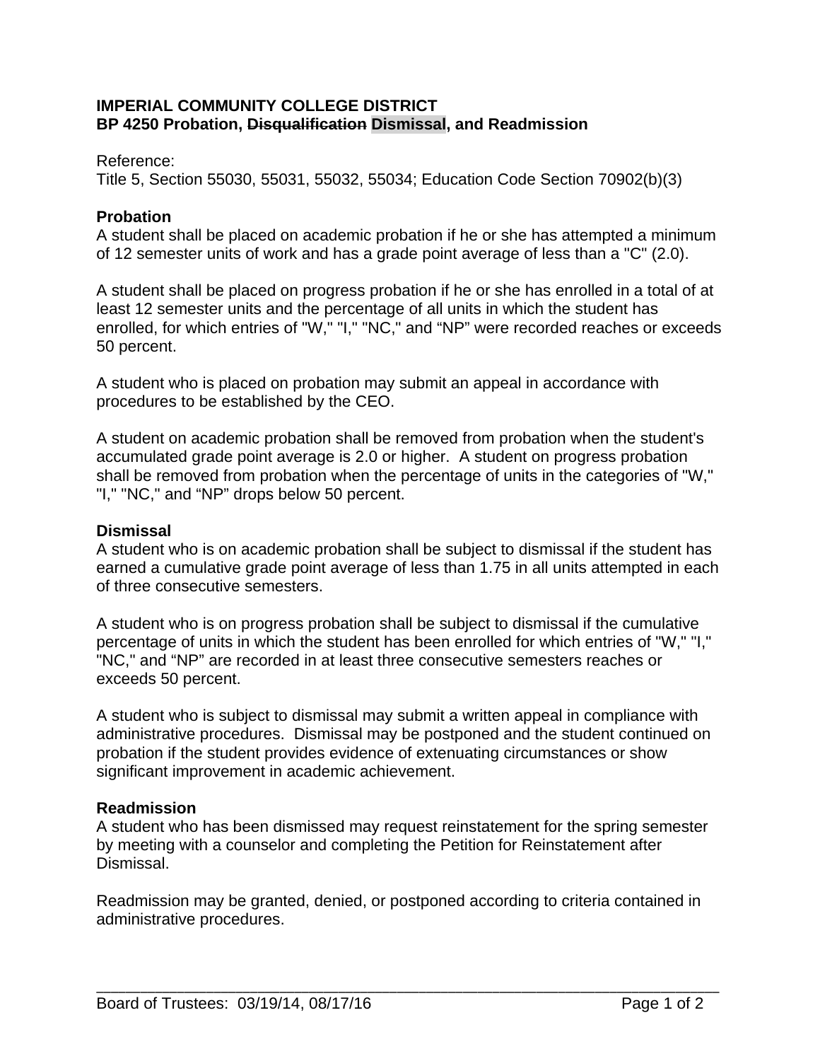**IMPERIAL COMMUNITY COLLEGE DISTRICT**
**BP 4250 Probation, ~~Disqualification~~ Dismissal, and Readmission**

Reference:
Title 5, Section 55030, 55031, 55032, 55034; Education Code Section 70902(b)(3)

**Probation**
A student shall be placed on academic probation if he or she has attempted a minimum of 12 semester units of work and has a grade point average of less than a "C" (2.0).

A student shall be placed on progress probation if he or she has enrolled in a total of at least 12 semester units and the percentage of all units in which the student has enrolled, for which entries of "W," "I," "NC," and “NP” were recorded reaches or exceeds 50 percent.

A student who is placed on probation may submit an appeal in accordance with procedures to be established by the CEO.

A student on academic probation shall be removed from probation when the student's accumulated grade point average is 2.0 or higher. A student on progress probation shall be removed from probation when the percentage of units in the categories of "W," "I," "NC," and “NP” drops below 50 percent.

**Dismissal**
A student who is on academic probation shall be subject to dismissal if the student has earned a cumulative grade point average of less than 1.75 in all units attempted in each of three consecutive semesters.

A student who is on progress probation shall be subject to dismissal if the cumulative percentage of units in which the student has been enrolled for which entries of "W," "I," "NC," and “NP” are recorded in at least three consecutive semesters reaches or exceeds 50 percent.

A student who is subject to dismissal may submit a written appeal in compliance with administrative procedures. Dismissal may be postponed and the student continued on probation if the student provides evidence of extenuating circumstances or show significant improvement in academic achievement.

**Readmission**
A student who has been dismissed may request reinstatement for the spring semester by meeting with a counselor and completing the Petition for Reinstatement after Dismissal.

Readmission may be granted, denied, or postponed according to criteria contained in administrative procedures.

Board of Trustees: 03/19/14, 08/17/16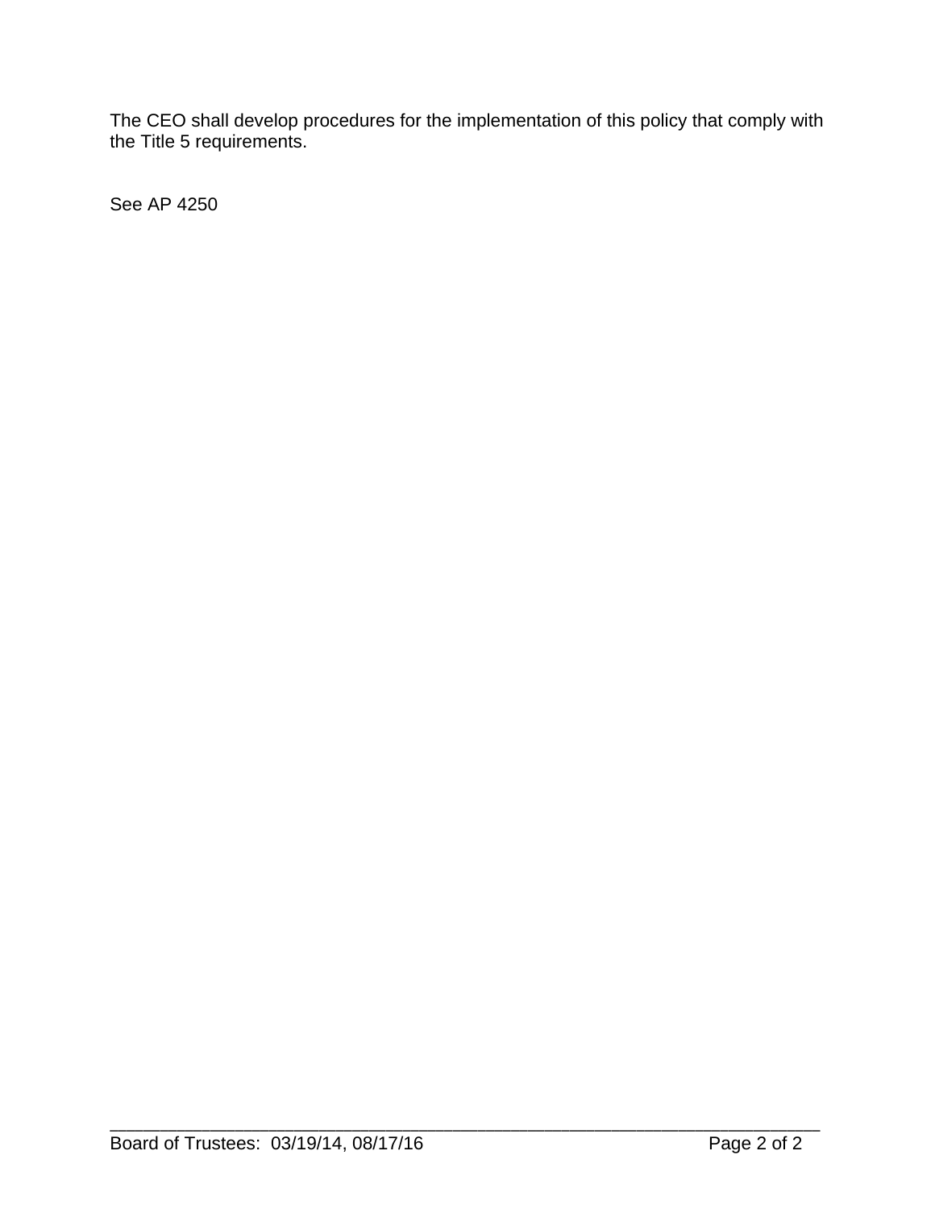The CEO shall develop procedures for the implementation of this policy that comply with the Title 5 requirements.

See AP 4250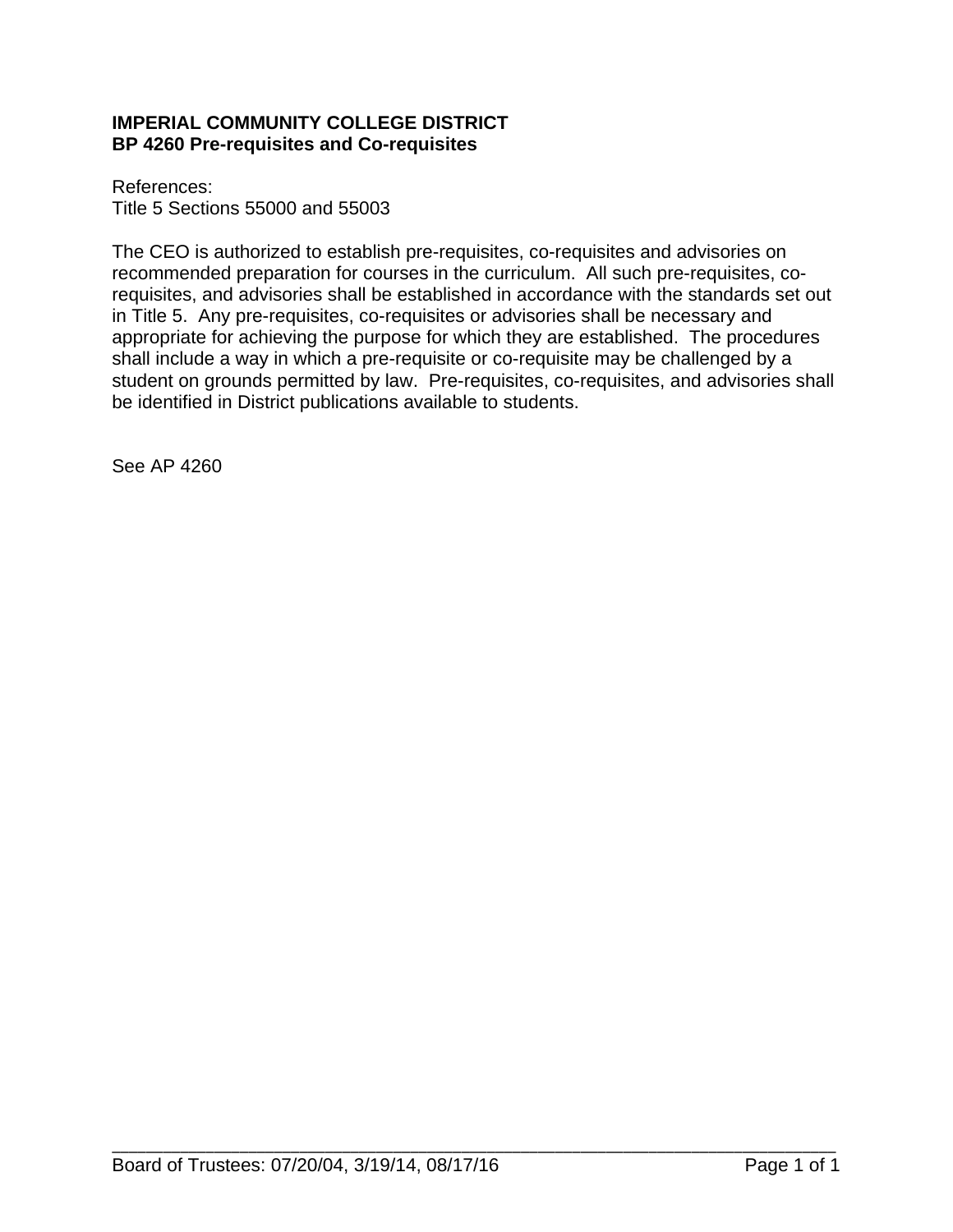**IMPERIAL COMMUNITY COLLEGE DISTRICT**
**BP 4260 Pre-requisites and Co-requisites**

References:
Title 5 Sections 55000 and 55003

The CEO is authorized to establish pre-requisites, co-requisites and advisories on recommended preparation for courses in the curriculum. All such pre-requisites, co-requisites, and advisories shall be established in accordance with the standards set out in Title 5. Any pre-requisites, co-requisites or advisories shall be necessary and appropriate for achieving the purpose for which they are established. The procedures shall include a way in which a pre-requisite or co-requisite may be challenged by a student on grounds permitted by law. Pre-requisites, co-requisites, and advisories shall be identified in District publications available to students.

See AP 4260

Board of Trustees: 07/20/04, 3/19/14, 08/17/16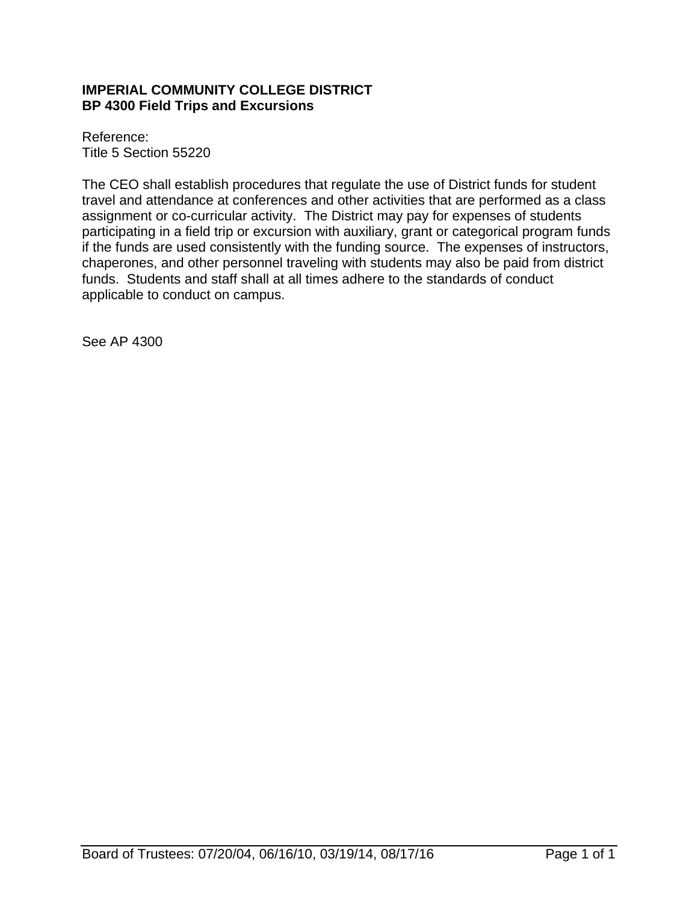**IMPERIAL COMMUNITY COLLEGE DISTRICT**
**BP 4300 Field Trips and Excursions**

Reference:
Title 5 Section 55220

The CEO shall establish procedures that regulate the use of District funds for student travel and attendance at conferences and other activities that are performed as a class assignment or co-curricular activity. The District may pay for expenses of students participating in a field trip or excursion with auxiliary, grant or categorical program funds if the funds are used consistently with the funding source. The expenses of instructors, chaperones, and other personnel traveling with students may also be paid from district funds. Students and staff shall at all times adhere to the standards of conduct applicable to conduct on campus.

See AP 4300

Board of Trustees: 07/20/04, 06/16/10, 03/19/14, 08/17/16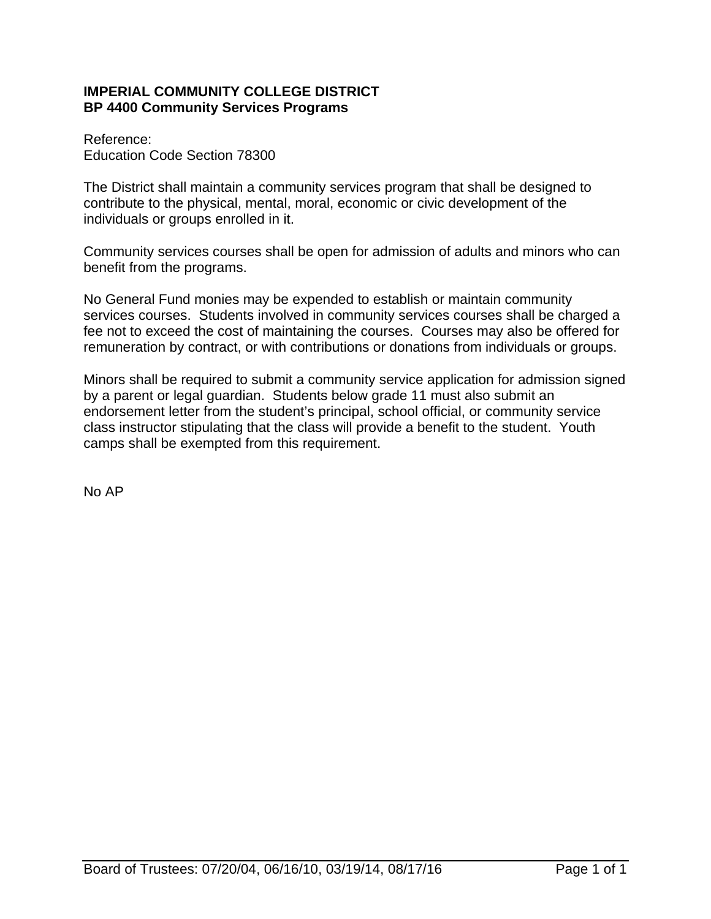**IMPERIAL COMMUNITY COLLEGE DISTRICT**
**BP 4400 Community Services Programs**

Reference:
Education Code Section 78300

The District shall maintain a community services program that shall be designed to contribute to the physical, mental, moral, economic or civic development of the individuals or groups enrolled in it.

Community services courses shall be open for admission of adults and minors who can benefit from the programs.

No General Fund monies may be expended to establish or maintain community services courses. Students involved in community services courses shall be charged a fee not to exceed the cost of maintaining the courses. Courses may also be offered for remuneration by contract, or with contributions or donations from individuals or groups.

Minors shall be required to submit a community service application for admission signed by a parent or legal guardian. Students below grade 11 must also submit an endorsement letter from the student's principal, school official, or community service class instructor stipulating that the class will provide a benefit to the student. Youth camps shall be exempted from this requirement.

No AP

Board of Trustees: 07/20/04, 06/16/10, 03/19/14, 08/17/16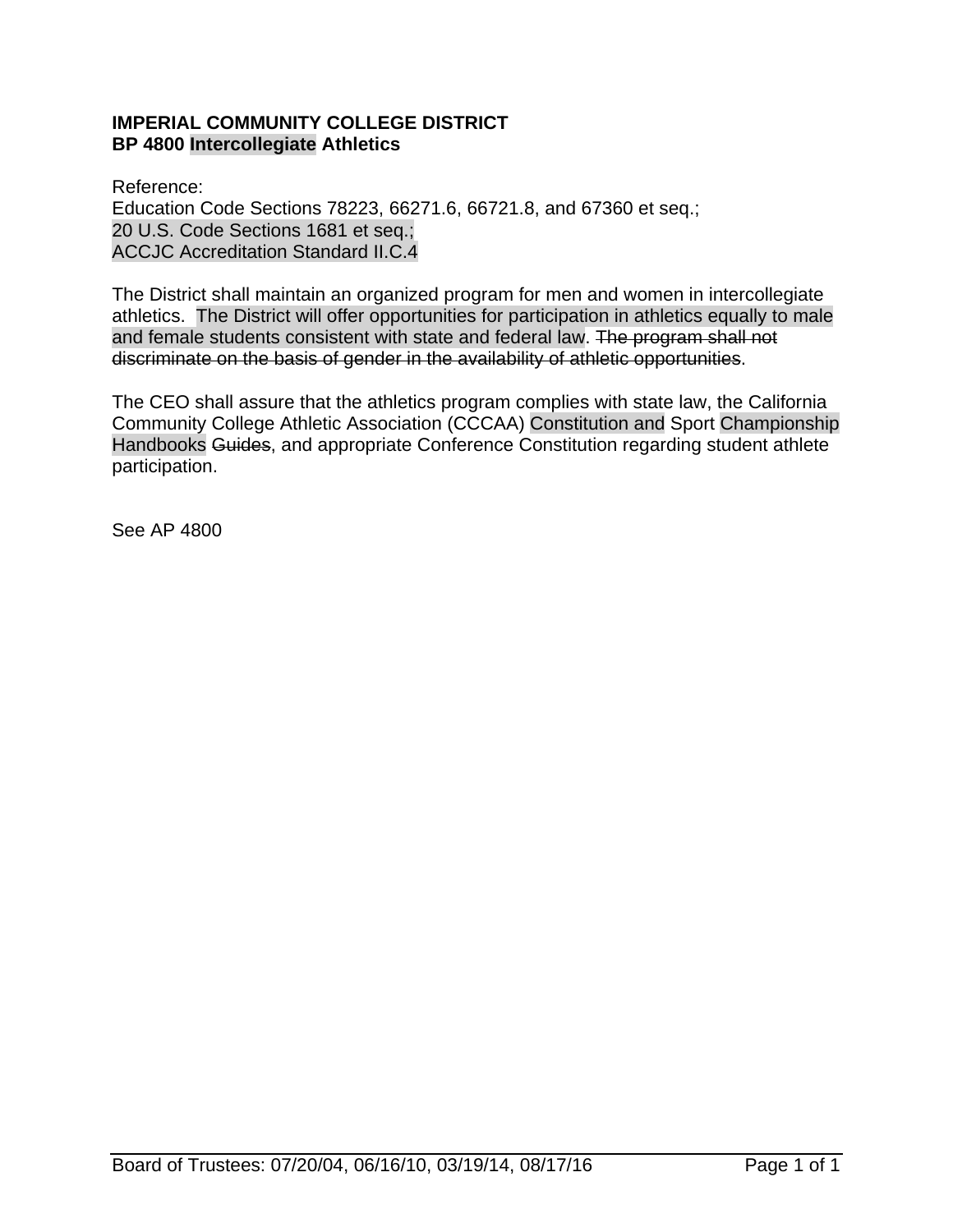**IMPERIAL COMMUNITY COLLEGE DISTRICT**
**BP 4800 Intercollegiate Athletics**

Reference:
Education Code Sections 78223, 66271.6, 66721.8, and 67360 et seq.;
20 U.S. Code Sections 1681 et seq.;
ACCJC Accreditation Standard II.C.4

The District shall maintain an organized program for men and women in intercollegiate athletics. The District will offer opportunities for participation in athletics equally to male and female students consistent with state and federal law. ~~The program shall not discriminate on the basis of gender in the availability of athletic opportunities~~.

The CEO shall assure that the athletics program complies with state law, the California Community College Athletic Association (CCCAA) Constitution and Sport Championship Handbooks ~~Guides~~, and appropriate Conference Constitution regarding student athlete participation.

See AP 4800

Board of Trustees: 07/20/04, 06/16/10, 03/19/14, 08/17/16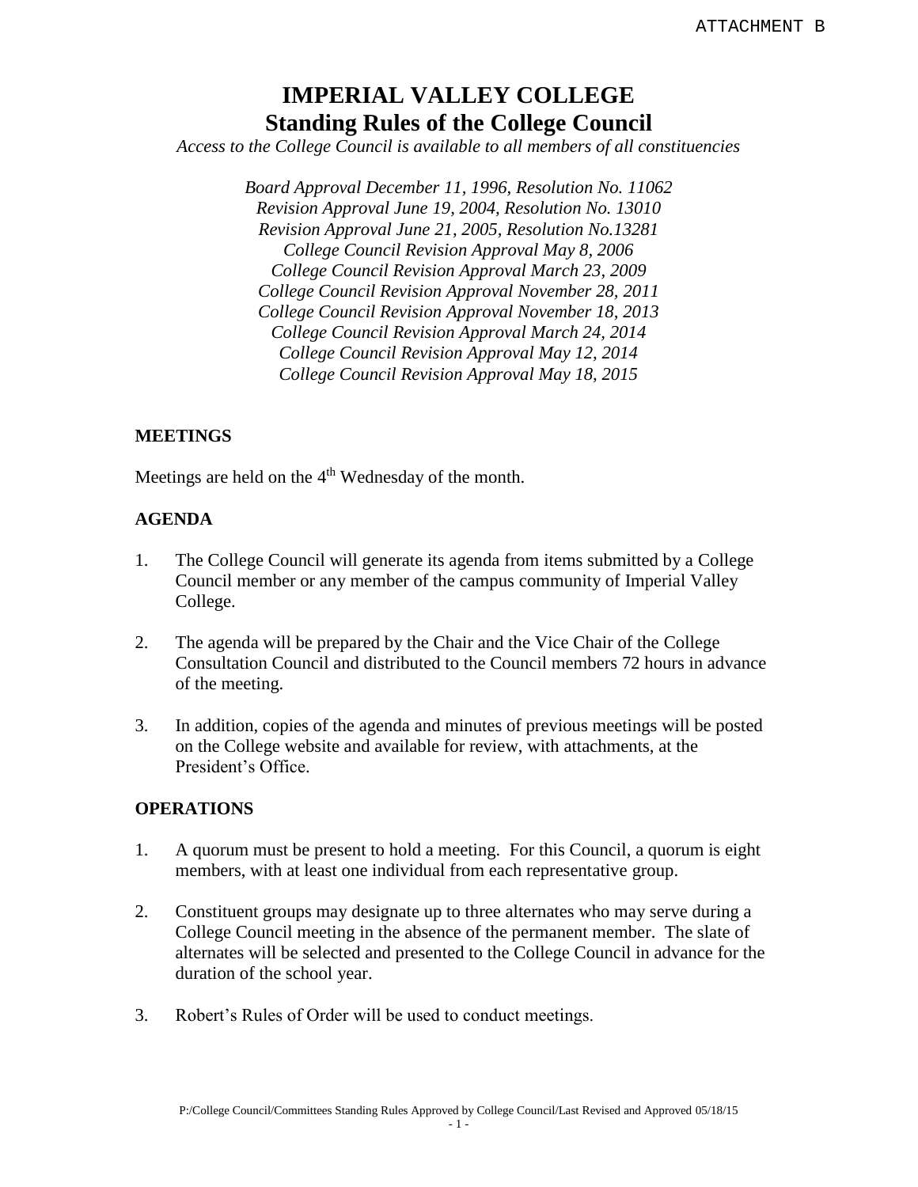ATTACHMENT B

# IMPERIAL VALLEY COLLEGE
## Standing Rules of the College Council

*Access to the College Council is available to all members of all constituencies*

*Board Approval December 11, 1996, Resolution No. 11062*
*Revision Approval June 19, 2004, Resolution No. 13010*
*Revision Approval June 21, 2005, Resolution No.13281*
*College Council Revision Approval May 8, 2006*
*College Council Revision Approval March 23, 2009*
*College Council Revision Approval November 28, 2011*
*College Council Revision Approval November 18, 2013*
*College Council Revision Approval March 24, 2014*
*College Council Revision Approval May 12, 2014*
*College Council Revision Approval May 18, 2015*

### MEETINGS

Meetings are held on the 4th Wednesday of the month.

### AGENDA

1. The College Council will generate its agenda from items submitted by a College Council member or any member of the campus community of Imperial Valley College.
2. The agenda will be prepared by the Chair and the Vice Chair of the College Consultation Council and distributed to the Council members 72 hours in advance of the meeting.
3. In addition, copies of the agenda and minutes of previous meetings will be posted on the College website and available for review, with attachments, at the President's Office.

### OPERATIONS

1. A quorum must be present to hold a meeting. For this Council, a quorum is eight members, with at least one individual from each representative group.
2. Constituent groups may designate up to three alternates who may serve during a College Council meeting in the absence of the permanent member. The slate of alternates will be selected and presented to the College Council in advance for the duration of the school year.
3. Robert's Rules of Order will be used to conduct meetings.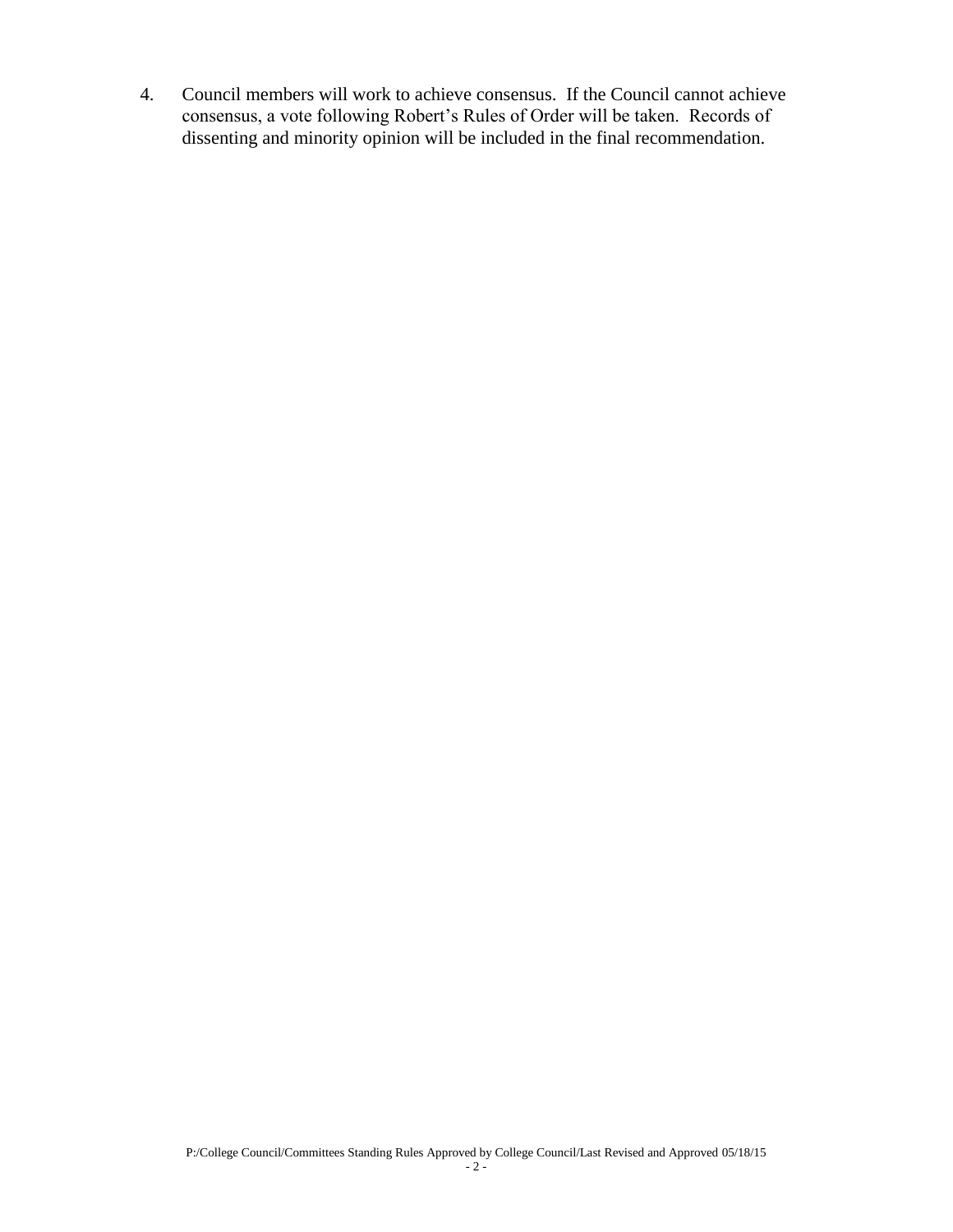4. Council members will work to achieve consensus. If the Council cannot achieve consensus, a vote following Robert's Rules of Order will be taken. Records of dissenting and minority opinion will be included in the final recommendation.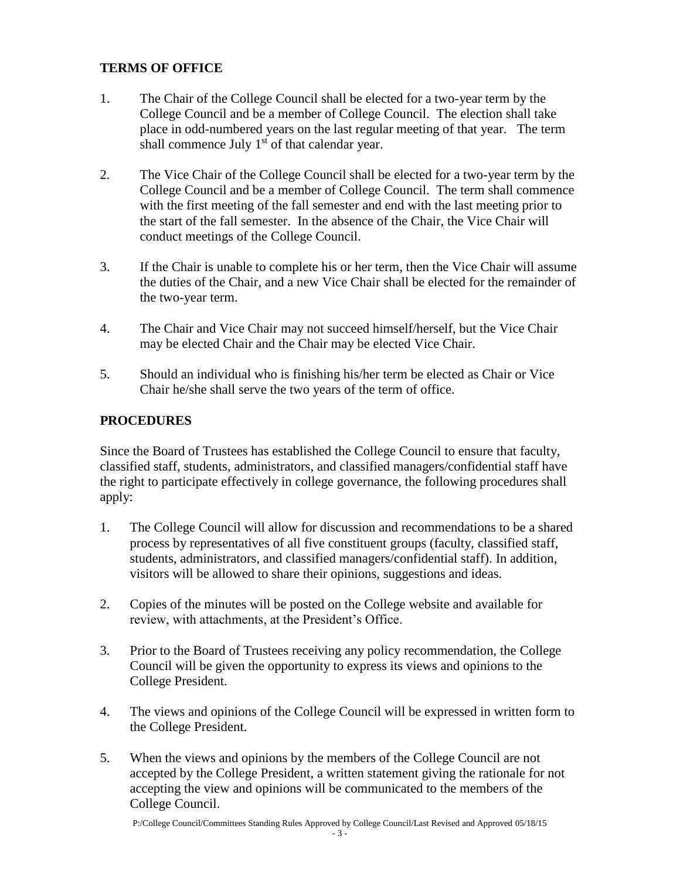## TERMS OF OFFICE

1. The Chair of the College Council shall be elected for a two-year term by the College Council and be a member of College Council. The election shall take place in odd-numbered years on the last regular meeting of that year. The term shall commence July 1st of that calendar year.

2. The Vice Chair of the College Council shall be elected for a two-year term by the College Council and be a member of College Council. The term shall commence with the first meeting of the fall semester and end with the last meeting prior to the start of the fall semester. In the absence of the Chair, the Vice Chair will conduct meetings of the College Council.

3. If the Chair is unable to complete his or her term, then the Vice Chair will assume the duties of the Chair, and a new Vice Chair shall be elected for the remainder of the two-year term.

4. The Chair and Vice Chair may not succeed himself/herself, but the Vice Chair may be elected Chair and the Chair may be elected Vice Chair.

5. Should an individual who is finishing his/her term be elected as Chair or Vice Chair he/she shall serve the two years of the term of office.

## PROCEDURES

Since the Board of Trustees has established the College Council to ensure that faculty, classified staff, students, administrators, and classified managers/confidential staff have the right to participate effectively in college governance, the following procedures shall apply:

1. The College Council will allow for discussion and recommendations to be a shared process by representatives of all five constituent groups (faculty, classified staff, students, administrators, and classified managers/confidential staff). In addition, visitors will be allowed to share their opinions, suggestions and ideas.

2. Copies of the minutes will be posted on the College website and available for review, with attachments, at the President's Office.

3. Prior to the Board of Trustees receiving any policy recommendation, the College Council will be given the opportunity to express its views and opinions to the College President.

4. The views and opinions of the College Council will be expressed in written form to the College President.

5. When the views and opinions by the members of the College Council are not accepted by the College President, a written statement giving the rationale for not accepting the view and opinions will be communicated to the members of the College Council.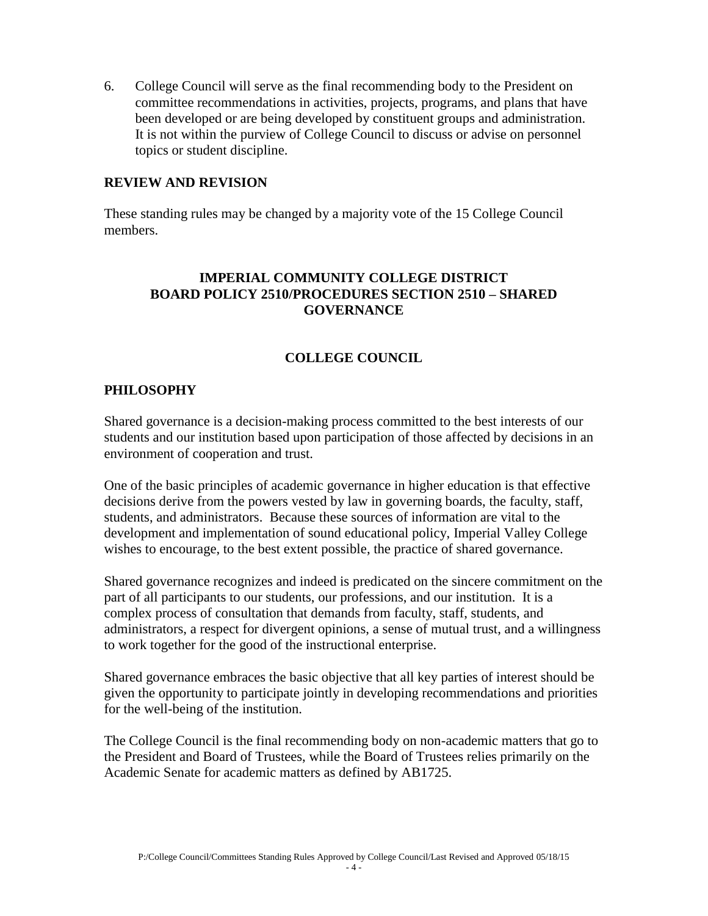6. College Council will serve as the final recommending body to the President on committee recommendations in activities, projects, programs, and plans that have been developed or are being developed by constituent groups and administration. It is not within the purview of College Council to discuss or advise on personnel topics or student discipline.

## REVIEW AND REVISION

These standing rules may be changed by a majority vote of the 15 College Council members.

## IMPERIAL COMMUNITY COLLEGE DISTRICT BOARD POLICY 2510/PROCEDURES SECTION 2510 – SHARED GOVERNANCE

## COLLEGE COUNCIL

## PHILOSOPHY

Shared governance is a decision-making process committed to the best interests of our students and our institution based upon participation of those affected by decisions in an environment of cooperation and trust.

One of the basic principles of academic governance in higher education is that effective decisions derive from the powers vested by law in governing boards, the faculty, staff, students, and administrators. Because these sources of information are vital to the development and implementation of sound educational policy, Imperial Valley College wishes to encourage, to the best extent possible, the practice of shared governance.

Shared governance recognizes and indeed is predicated on the sincere commitment on the part of all participants to our students, our professions, and our institution. It is a complex process of consultation that demands from faculty, staff, students, and administrators, a respect for divergent opinions, a sense of mutual trust, and a willingness to work together for the good of the instructional enterprise.

Shared governance embraces the basic objective that all key parties of interest should be given the opportunity to participate jointly in developing recommendations and priorities for the well-being of the institution.

The College Council is the final recommending body on non-academic matters that go to the President and Board of Trustees, while the Board of Trustees relies primarily on the Academic Senate for academic matters as defined by AB1725.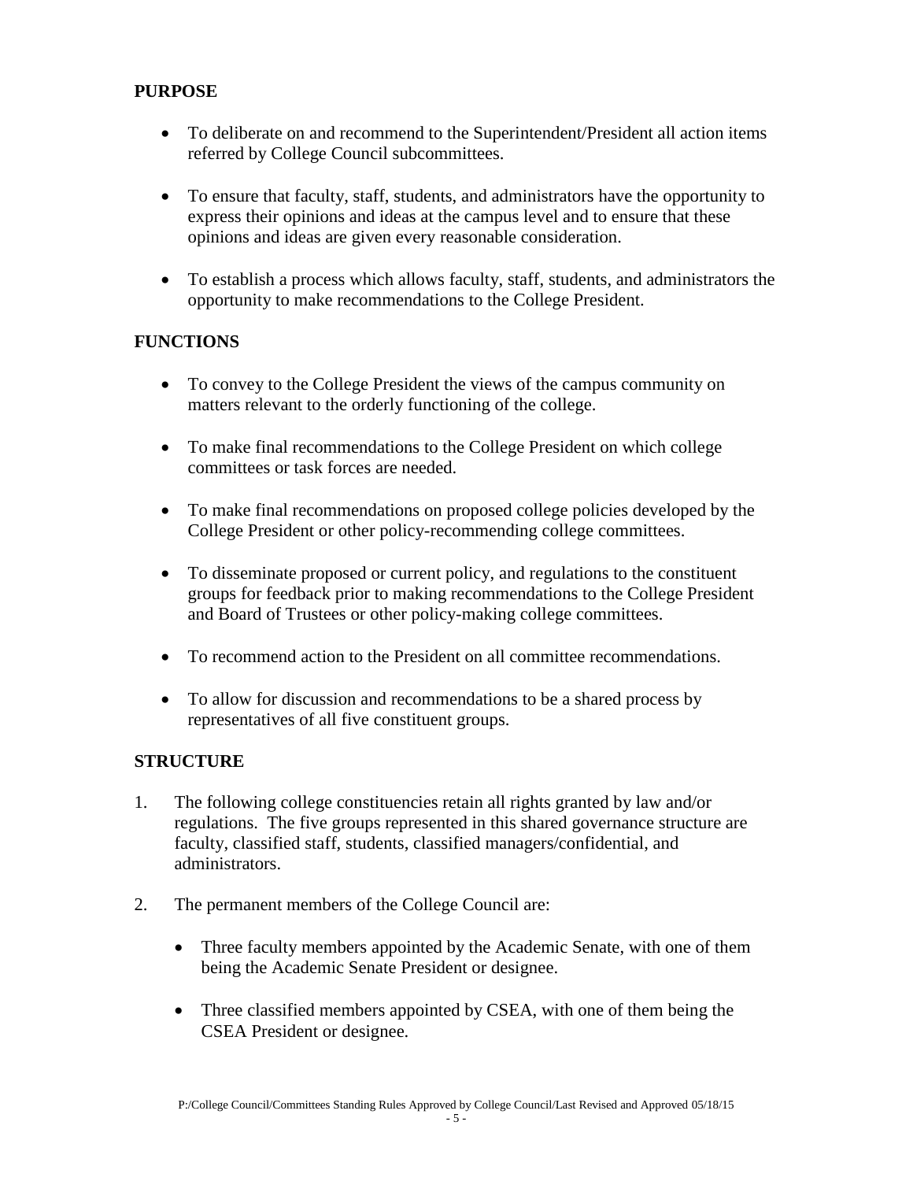## PURPOSE

- To deliberate on and recommend to the Superintendent/President all action items referred by College Council subcommittees.
- To ensure that faculty, staff, students, and administrators have the opportunity to express their opinions and ideas at the campus level and to ensure that these opinions and ideas are given every reasonable consideration.
- To establish a process which allows faculty, staff, students, and administrators the opportunity to make recommendations to the College President.

## FUNCTIONS

- To convey to the College President the views of the campus community on matters relevant to the orderly functioning of the college.
- To make final recommendations to the College President on which college committees or task forces are needed.
- To make final recommendations on proposed college policies developed by the College President or other policy-recommending college committees.
- To disseminate proposed or current policy, and regulations to the constituent groups for feedback prior to making recommendations to the College President and Board of Trustees or other policy-making college committees.
- To recommend action to the President on all committee recommendations.
- To allow for discussion and recommendations to be a shared process by representatives of all five constituent groups.

## STRUCTURE

1. The following college constituencies retain all rights granted by law and/or regulations. The five groups represented in this shared governance structure are faculty, classified staff, students, classified managers/confidential, and administrators.

2. The permanent members of the College Council are:

    - Three faculty members appointed by the Academic Senate, with one of them being the Academic Senate President or designee.
    - Three classified members appointed by CSEA, with one of them being the CSEA President or designee.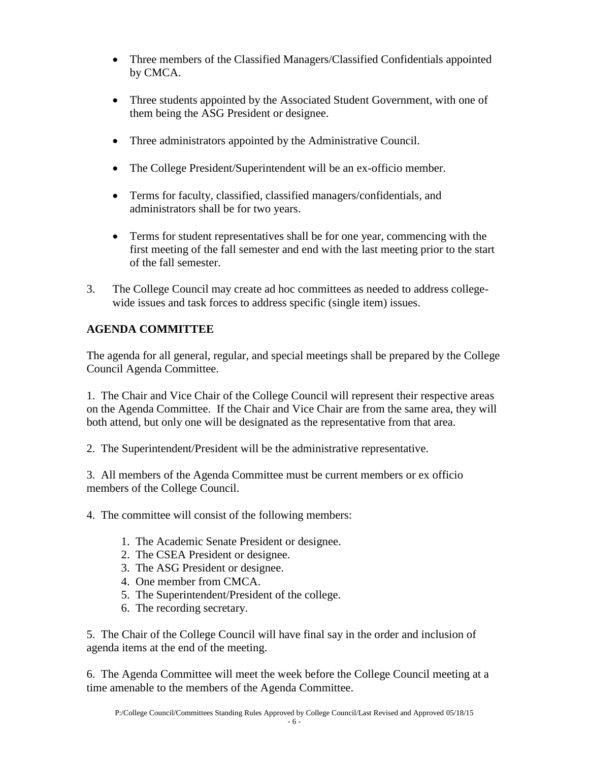- Three members of the Classified Managers/Classified Confidentials appointed by CMCA.
- Three students appointed by the Associated Student Government, with one of them being the ASG President or designee.
- Three administrators appointed by the Administrative Council.
- The College President/Superintendent will be an ex-officio member.
- Terms for faculty, classified, classified managers/confidentials, and administrators shall be for two years.
- Terms for student representatives shall be for one year, commencing with the first meeting of the fall semester and end with the last meeting prior to the start of the fall semester.

3. The College Council may create ad hoc committees as needed to address college-wide issues and task forces to address specific (single item) issues.

**AGENDA COMMITTEE**

The agenda for all general, regular, and special meetings shall be prepared by the College Council Agenda Committee.

1. The Chair and Vice Chair of the College Council will represent their respective areas on the Agenda Committee. If the Chair and Vice Chair are from the same area, they will both attend, but only one will be designated as the representative from that area.

2. The Superintendent/President will be the administrative representative.

3. All members of the Agenda Committee must be current members or ex officio members of the College Council.

4. The committee will consist of the following members:

   1. The Academic Senate President or designee.
   2. The CSEA President or designee.
   3. The ASG President or designee.
   4. One member from CMCA.
   5. The Superintendent/President of the college.
   6. The recording secretary.

5. The Chair of the College Council will have final say in the order and inclusion of agenda items at the end of the meeting.

6. The Agenda Committee will meet the week before the College Council meeting at a time amenable to the members of the Agenda Committee.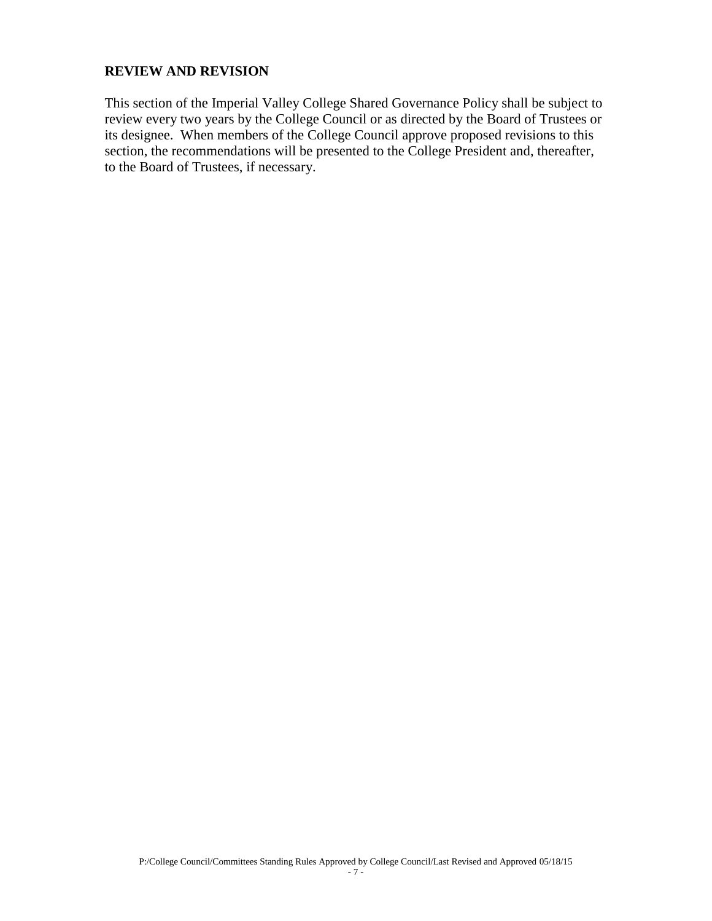## REVIEW AND REVISION

This section of the Imperial Valley College Shared Governance Policy shall be subject to review every two years by the College Council or as directed by the Board of Trustees or its designee. When members of the College Council approve proposed revisions to this section, the recommendations will be presented to the College President and, thereafter, to the Board of Trustees, if necessary.